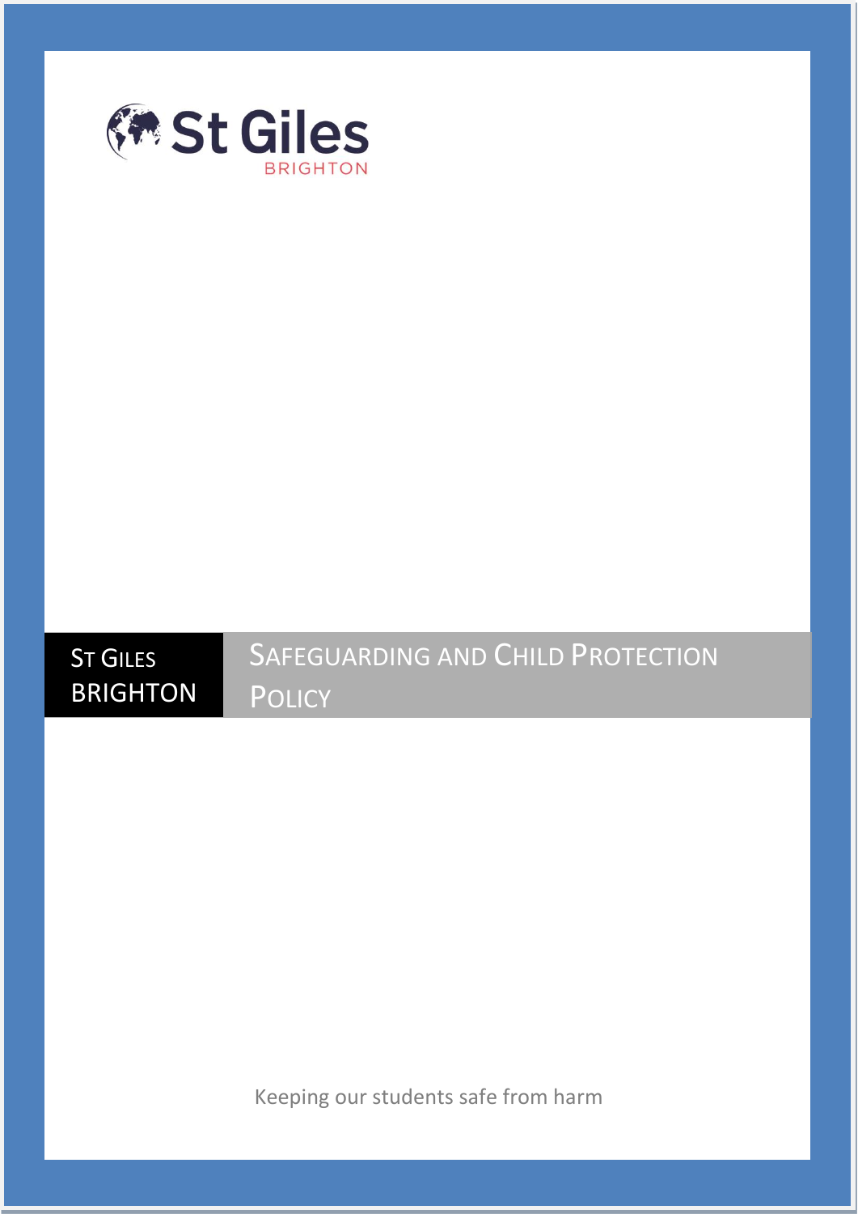St Giles
BRIGHTON

ST GILES BRIGHTON

# SAFEGUARDING AND CHILD PROTECTION POLICY

Keeping our students safe from harm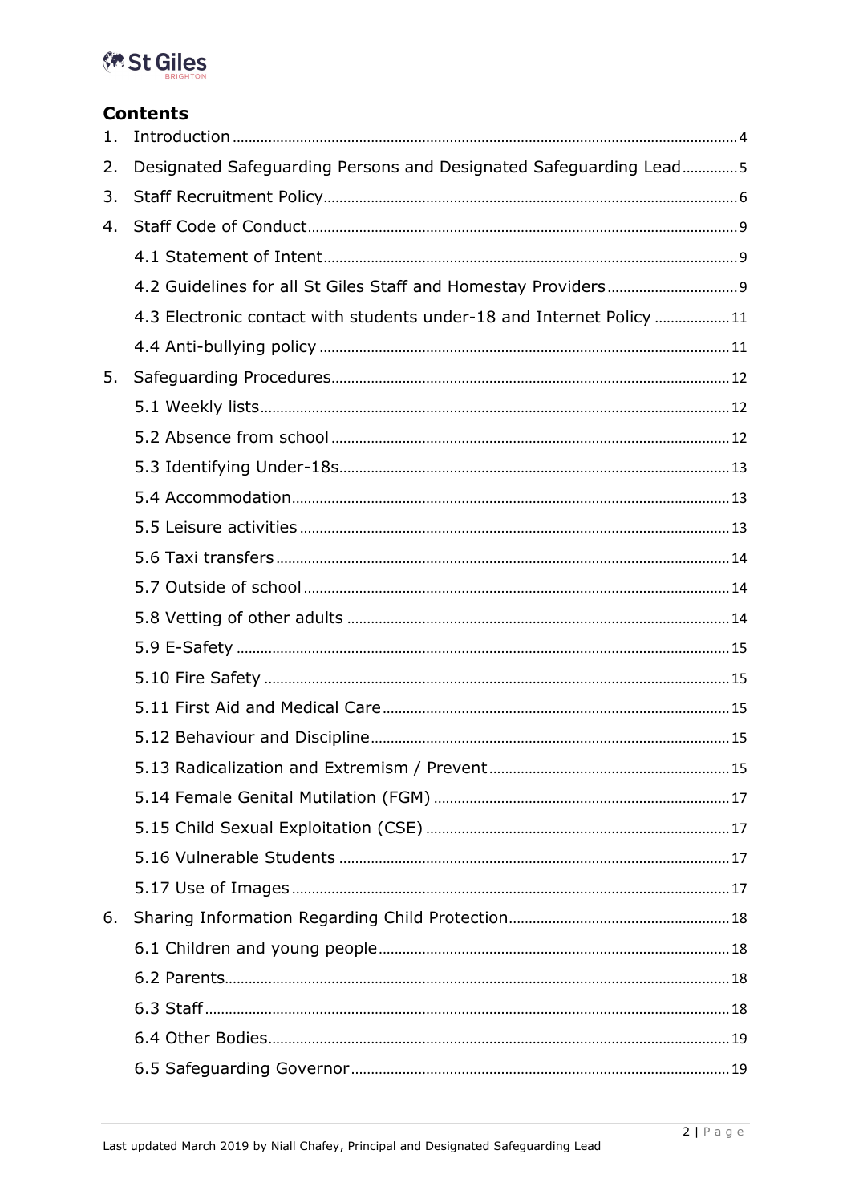## Contents

1. Introduction ........ 4
2. Designated Safeguarding Persons and Designated Safeguarding Lead ........ 5
3. Staff Recruitment Policy ........ 6
4. Staff Code of Conduct ........ 9
   - 4.1 Statement of Intent ........ 9
   - 4.2 Guidelines for all St Giles Staff and Homestay Providers ........ 9
   - 4.3 Electronic contact with students under-18 and Internet Policy ........ 11
   - 4.4 Anti-bullying policy ........ 11
5. Safeguarding Procedures ........ 12
   - 5.1 Weekly lists ........ 12
   - 5.2 Absence from school ........ 12
   - 5.3 Identifying Under-18s ........ 13
   - 5.4 Accommodation ........ 13
   - 5.5 Leisure activities ........ 13
   - 5.6 Taxi transfers ........ 14
   - 5.7 Outside of school ........ 14
   - 5.8 Vetting of other adults ........ 14
   - 5.9 E-Safety ........ 15
   - 5.10 Fire Safety ........ 15
   - 5.11 First Aid and Medical Care ........ 15
   - 5.12 Behaviour and Discipline ........ 15
   - 5.13 Radicalization and Extremism / Prevent ........ 15
   - 5.14 Female Genital Mutilation (FGM) ........ 17
   - 5.15 Child Sexual Exploitation (CSE) ........ 17
   - 5.16 Vulnerable Students ........ 17
   - 5.17 Use of Images ........ 17
6. Sharing Information Regarding Child Protection ........ 18
   - 6.1 Children and young people ........ 18
   - 6.2 Parents ........ 18
   - 6.3 Staff ........ 18
   - 6.4 Other Bodies ........ 19
   - 6.5 Safeguarding Governor ........ 19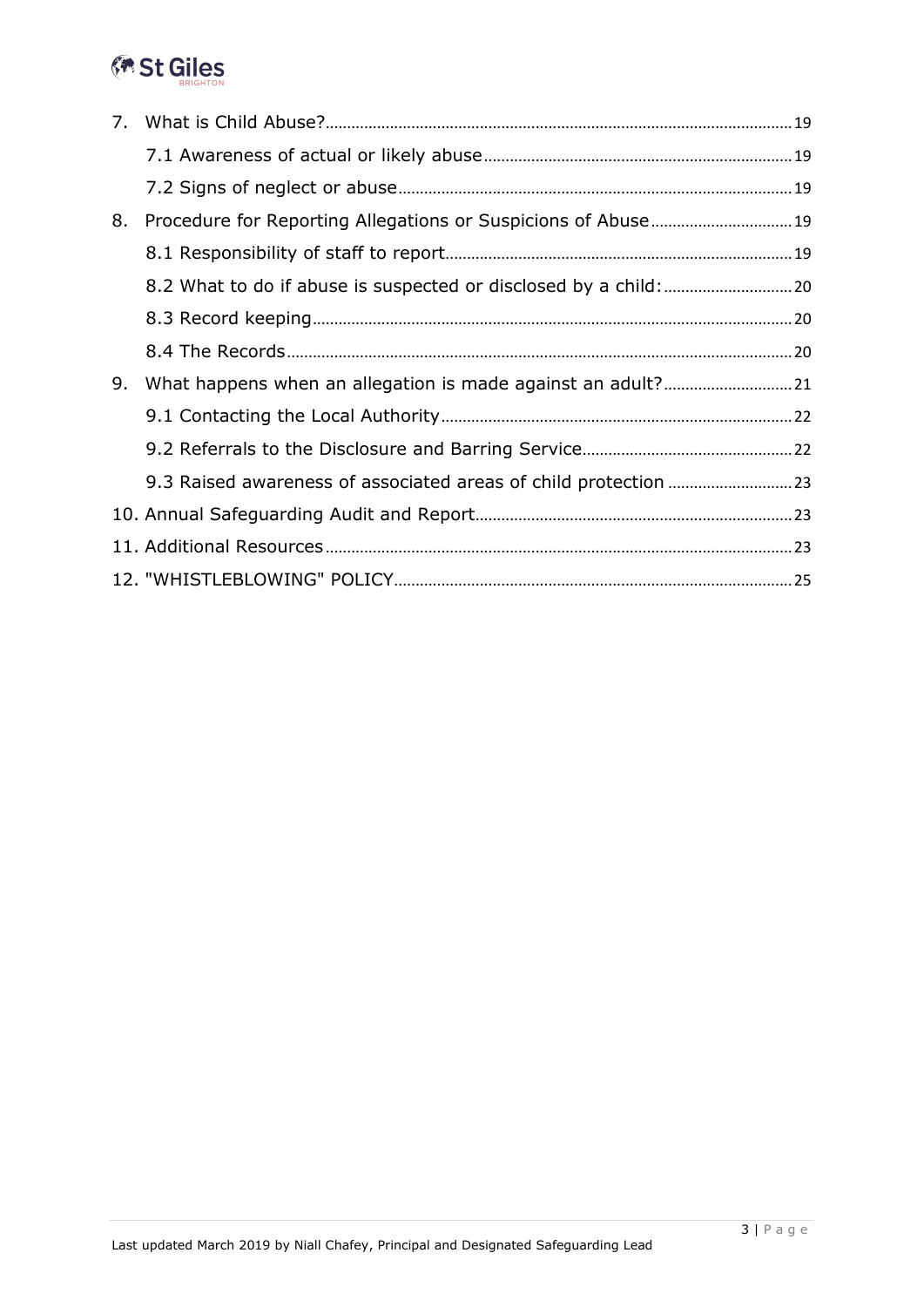7. What is Child Abuse? 19
    - 7.1 Awareness of actual or likely abuse 19
    - 7.2 Signs of neglect or abuse 19
8. Procedure for Reporting Allegations or Suspicions of Abuse 19
    - 8.1 Responsibility of staff to report 19
    - 8.2 What to do if abuse is suspected or disclosed by a child: 20
    - 8.3 Record keeping 20
    - 8.4 The Records 20
9. What happens when an allegation is made against an adult? 21
    - 9.1 Contacting the Local Authority 22
    - 9.2 Referrals to the Disclosure and Barring Service 22
    - 9.3 Raised awareness of associated areas of child protection 23
10. Annual Safeguarding Audit and Report 23
11. Additional Resources 23
12. "WHISTLEBLOWING" POLICY 25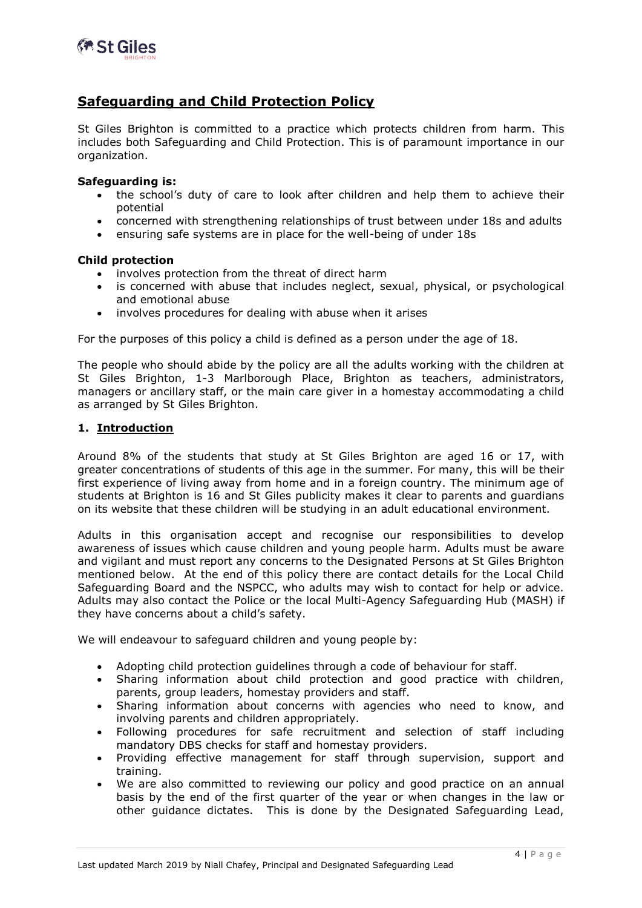## Safeguarding and Child Protection Policy

St Giles Brighton is committed to a practice which protects children from harm. This includes both Safeguarding and Child Protection. This is of paramount importance in our organization.

**Safeguarding is:**

- the school's duty of care to look after children and help them to achieve their potential
- concerned with strengthening relationships of trust between under 18s and adults
- ensuring safe systems are in place for the well-being of under 18s

**Child protection**

- involves protection from the threat of direct harm
- is concerned with abuse that includes neglect, sexual, physical, or psychological and emotional abuse
- involves procedures for dealing with abuse when it arises

For the purposes of this policy a child is defined as a person under the age of 18.

The people who should abide by the policy are all the adults working with the children at St Giles Brighton, 1-3 Marlborough Place, Brighton as teachers, administrators, managers or ancillary staff, or the main care giver in a homestay accommodating a child as arranged by St Giles Brighton.

### 1. Introduction

Around 8% of the students that study at St Giles Brighton are aged 16 or 17, with greater concentrations of students of this age in the summer. For many, this will be their first experience of living away from home and in a foreign country. The minimum age of students at Brighton is 16 and St Giles publicity makes it clear to parents and guardians on its website that these children will be studying in an adult educational environment.

Adults in this organisation accept and recognise our responsibilities to develop awareness of issues which cause children and young people harm. Adults must be aware and vigilant and must report any concerns to the Designated Persons at St Giles Brighton mentioned below. At the end of this policy there are contact details for the Local Child Safeguarding Board and the NSPCC, who adults may wish to contact for help or advice. Adults may also contact the Police or the local Multi-Agency Safeguarding Hub (MASH) if they have concerns about a child's safety.

We will endeavour to safeguard children and young people by:

- Adopting child protection guidelines through a code of behaviour for staff.
- Sharing information about child protection and good practice with children, parents, group leaders, homestay providers and staff.
- Sharing information about concerns with agencies who need to know, and involving parents and children appropriately.
- Following procedures for safe recruitment and selection of staff including mandatory DBS checks for staff and homestay providers.
- Providing effective management for staff through supervision, support and training.
- We are also committed to reviewing our policy and good practice on an annual basis by the end of the first quarter of the year or when changes in the law or other guidance dictates. This is done by the Designated Safeguarding Lead,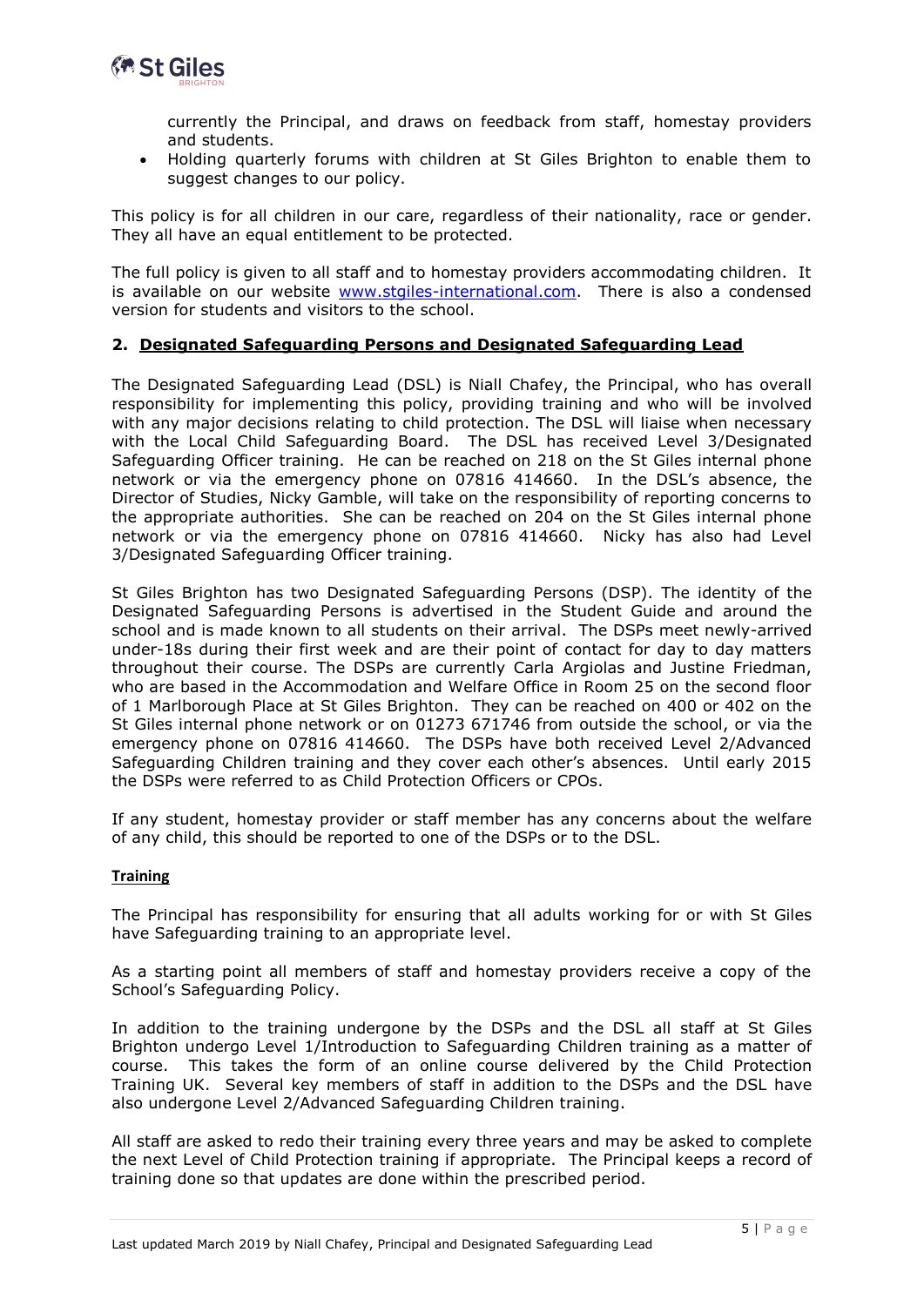currently the Principal, and draws on feedback from staff, homestay providers and students.

- Holding quarterly forums with children at St Giles Brighton to enable them to suggest changes to our policy.

This policy is for all children in our care, regardless of their nationality, race or gender. They all have an equal entitlement to be protected.

The full policy is given to all staff and to homestay providers accommodating children. It is available on our website [www.stgiles-international.com](http://www.stgiles-international.com). There is also a condensed version for students and visitors to the school.

## 2. Designated Safeguarding Persons and Designated Safeguarding Lead

The Designated Safeguarding Lead (DSL) is Niall Chafey, the Principal, who has overall responsibility for implementing this policy, providing training and who will be involved with any major decisions relating to child protection. The DSL will liaise when necessary with the Local Child Safeguarding Board. The DSL has received Level 3/Designated Safeguarding Officer training. He can be reached on 218 on the St Giles internal phone network or via the emergency phone on 07816 414660. In the DSL's absence, the Director of Studies, Nicky Gamble, will take on the responsibility of reporting concerns to the appropriate authorities. She can be reached on 204 on the St Giles internal phone network or via the emergency phone on 07816 414660. Nicky has also had Level 3/Designated Safeguarding Officer training.

St Giles Brighton has two Designated Safeguarding Persons (DSP). The identity of the Designated Safeguarding Persons is advertised in the Student Guide and around the school and is made known to all students on their arrival. The DSPs meet newly-arrived under-18s during their first week and are their point of contact for day to day matters throughout their course. The DSPs are currently Carla Argiolas and Justine Friedman, who are based in the Accommodation and Welfare Office in Room 25 on the second floor of 1 Marlborough Place at St Giles Brighton. They can be reached on 400 or 402 on the St Giles internal phone network or on 01273 671746 from outside the school, or via the emergency phone on 07816 414660. The DSPs have both received Level 2/Advanced Safeguarding Children training and they cover each other's absences. Until early 2015 the DSPs were referred to as Child Protection Officers or CPOs.

If any student, homestay provider or staff member has any concerns about the welfare of any child, this should be reported to one of the DSPs or to the DSL.

### Training

The Principal has responsibility for ensuring that all adults working for or with St Giles have Safeguarding training to an appropriate level.

As a starting point all members of staff and homestay providers receive a copy of the School's Safeguarding Policy.

In addition to the training undergone by the DSPs and the DSL all staff at St Giles Brighton undergo Level 1/Introduction to Safeguarding Children training as a matter of course. This takes the form of an online course delivered by the Child Protection Training UK. Several key members of staff in addition to the DSPs and the DSL have also undergone Level 2/Advanced Safeguarding Children training.

All staff are asked to redo their training every three years and may be asked to complete the next Level of Child Protection training if appropriate. The Principal keeps a record of training done so that updates are done within the prescribed period.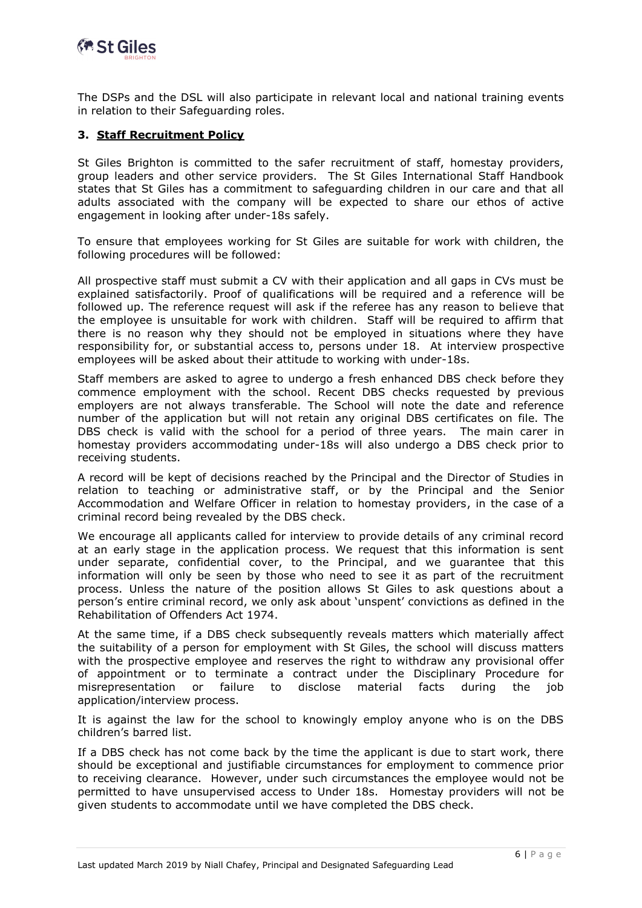The DSPs and the DSL will also participate in relevant local and national training events in relation to their Safeguarding roles.

## 3. Staff Recruitment Policy

St Giles Brighton is committed to the safer recruitment of staff, homestay providers, group leaders and other service providers. The St Giles International Staff Handbook states that St Giles has a commitment to safeguarding children in our care and that all adults associated with the company will be expected to share our ethos of active engagement in looking after under-18s safely.

To ensure that employees working for St Giles are suitable for work with children, the following procedures will be followed:

All prospective staff must submit a CV with their application and all gaps in CVs must be explained satisfactorily. Proof of qualifications will be required and a reference will be followed up. The reference request will ask if the referee has any reason to believe that the employee is unsuitable for work with children. Staff will be required to affirm that there is no reason why they should not be employed in situations where they have responsibility for, or substantial access to, persons under 18. At interview prospective employees will be asked about their attitude to working with under-18s.

Staff members are asked to agree to undergo a fresh enhanced DBS check before they commence employment with the school. Recent DBS checks requested by previous employers are not always transferable. The School will note the date and reference number of the application but will not retain any original DBS certificates on file. The DBS check is valid with the school for a period of three years. The main carer in homestay providers accommodating under-18s will also undergo a DBS check prior to receiving students.

A record will be kept of decisions reached by the Principal and the Director of Studies in relation to teaching or administrative staff, or by the Principal and the Senior Accommodation and Welfare Officer in relation to homestay providers, in the case of a criminal record being revealed by the DBS check.

We encourage all applicants called for interview to provide details of any criminal record at an early stage in the application process. We request that this information is sent under separate, confidential cover, to the Principal, and we guarantee that this information will only be seen by those who need to see it as part of the recruitment process. Unless the nature of the position allows St Giles to ask questions about a person's entire criminal record, we only ask about 'unspent' convictions as defined in the Rehabilitation of Offenders Act 1974.

At the same time, if a DBS check subsequently reveals matters which materially affect the suitability of a person for employment with St Giles, the school will discuss matters with the prospective employee and reserves the right to withdraw any provisional offer of appointment or to terminate a contract under the Disciplinary Procedure for misrepresentation or failure to disclose material facts during the job application/interview process.

It is against the law for the school to knowingly employ anyone who is on the DBS children's barred list.

If a DBS check has not come back by the time the applicant is due to start work, there should be exceptional and justifiable circumstances for employment to commence prior to receiving clearance. However, under such circumstances the employee would not be permitted to have unsupervised access to Under 18s. Homestay providers will not be given students to accommodate until we have completed the DBS check.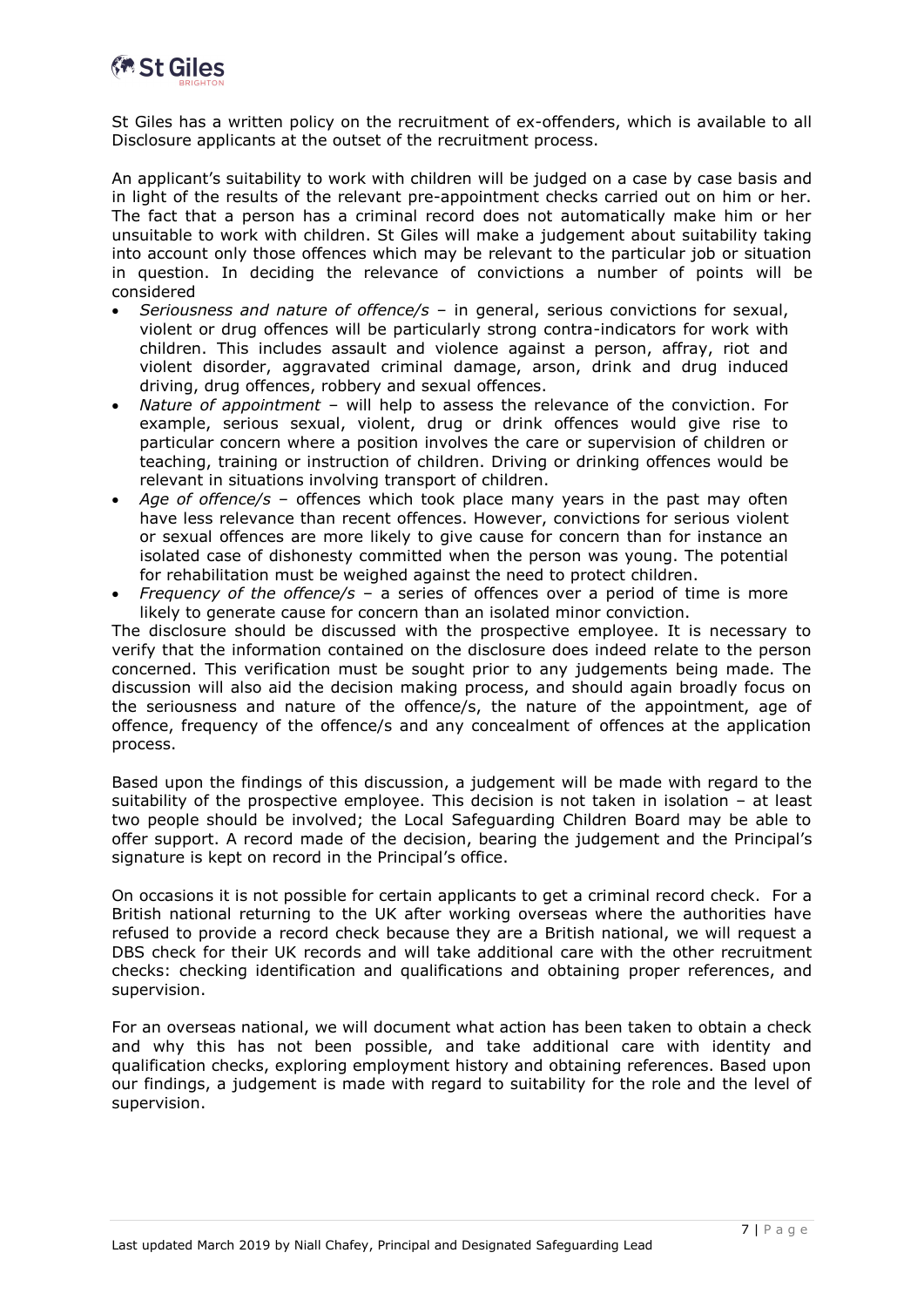St Giles has a written policy on the recruitment of ex-offenders, which is available to all Disclosure applicants at the outset of the recruitment process.

An applicant's suitability to work with children will be judged on a case by case basis and in light of the results of the relevant pre-appointment checks carried out on him or her. The fact that a person has a criminal record does not automatically make him or her unsuitable to work with children. St Giles will make a judgement about suitability taking into account only those offences which may be relevant to the particular job or situation in question. In deciding the relevance of convictions a number of points will be considered

- *Seriousness and nature of offence/s* – in general, serious convictions for sexual, violent or drug offences will be particularly strong contra-indicators for work with children. This includes assault and violence against a person, affray, riot and violent disorder, aggravated criminal damage, arson, drink and drug induced driving, drug offences, robbery and sexual offences.
- *Nature of appointment* – will help to assess the relevance of the conviction. For example, serious sexual, violent, drug or drink offences would give rise to particular concern where a position involves the care or supervision of children or teaching, training or instruction of children. Driving or drinking offences would be relevant in situations involving transport of children.
- *Age of offence/s* – offences which took place many years in the past may often have less relevance than recent offences. However, convictions for serious violent or sexual offences are more likely to give cause for concern than for instance an isolated case of dishonesty committed when the person was young. The potential for rehabilitation must be weighed against the need to protect children.
- *Frequency of the offence/s* – a series of offences over a period of time is more likely to generate cause for concern than an isolated minor conviction.

The disclosure should be discussed with the prospective employee. It is necessary to verify that the information contained on the disclosure does indeed relate to the person concerned. This verification must be sought prior to any judgements being made. The discussion will also aid the decision making process, and should again broadly focus on the seriousness and nature of the offence/s, the nature of the appointment, age of offence, frequency of the offence/s and any concealment of offences at the application process.

Based upon the findings of this discussion, a judgement will be made with regard to the suitability of the prospective employee. This decision is not taken in isolation – at least two people should be involved; the Local Safeguarding Children Board may be able to offer support. A record made of the decision, bearing the judgement and the Principal's signature is kept on record in the Principal's office.

On occasions it is not possible for certain applicants to get a criminal record check. For a British national returning to the UK after working overseas where the authorities have refused to provide a record check because they are a British national, we will request a DBS check for their UK records and will take additional care with the other recruitment checks: checking identification and qualifications and obtaining proper references, and supervision.

For an overseas national, we will document what action has been taken to obtain a check and why this has not been possible, and take additional care with identity and qualification checks, exploring employment history and obtaining references. Based upon our findings, a judgement is made with regard to suitability for the role and the level of supervision.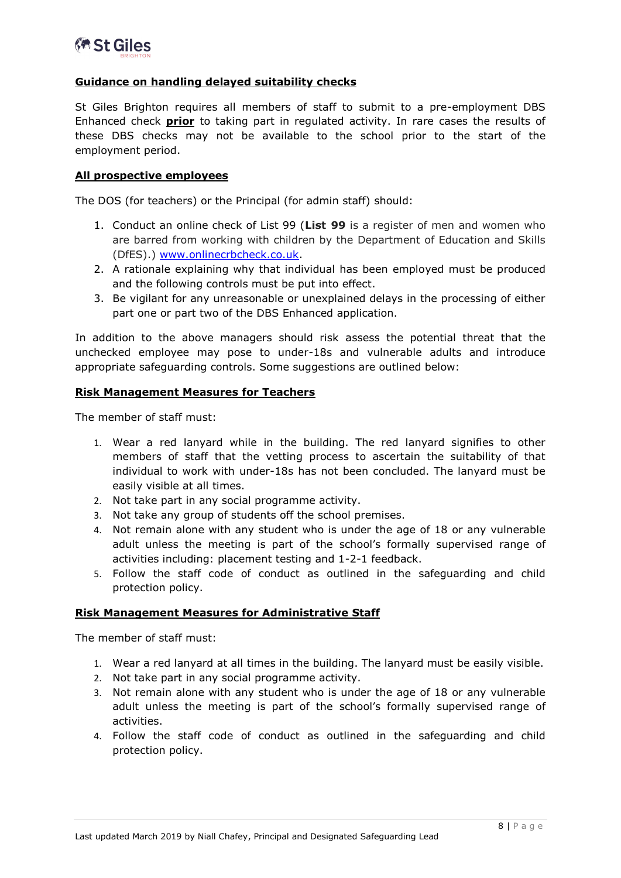**Guidance on handling delayed suitability checks**

St Giles Brighton requires all members of staff to submit to a pre-employment DBS Enhanced check **prior** to taking part in regulated activity. In rare cases the results of these DBS checks may not be available to the school prior to the start of the employment period.

**All prospective employees**

The DOS (for teachers) or the Principal (for admin staff) should:

1. Conduct an online check of List 99 (**List 99** is a register of men and women who are barred from working with children by the Department of Education and Skills (DfES).) [www.onlinecrbcheck.co.uk](www.onlinecrbcheck.co.uk).
2. A rationale explaining why that individual has been employed must be produced and the following controls must be put into effect.
3. Be vigilant for any unreasonable or unexplained delays in the processing of either part one or part two of the DBS Enhanced application.

In addition to the above managers should risk assess the potential threat that the unchecked employee may pose to under-18s and vulnerable adults and introduce appropriate safeguarding controls. Some suggestions are outlined below:

**Risk Management Measures for Teachers**

The member of staff must:

1. Wear a red lanyard while in the building. The red lanyard signifies to other members of staff that the vetting process to ascertain the suitability of that individual to work with under-18s has not been concluded. The lanyard must be easily visible at all times.
2. Not take part in any social programme activity.
3. Not take any group of students off the school premises.
4. Not remain alone with any student who is under the age of 18 or any vulnerable adult unless the meeting is part of the school's formally supervised range of activities including: placement testing and 1-2-1 feedback.
5. Follow the staff code of conduct as outlined in the safeguarding and child protection policy.

**Risk Management Measures for Administrative Staff**

The member of staff must:

1. Wear a red lanyard at all times in the building. The lanyard must be easily visible.
2. Not take part in any social programme activity.
3. Not remain alone with any student who is under the age of 18 or any vulnerable adult unless the meeting is part of the school's formally supervised range of activities.
4. Follow the staff code of conduct as outlined in the safeguarding and child protection policy.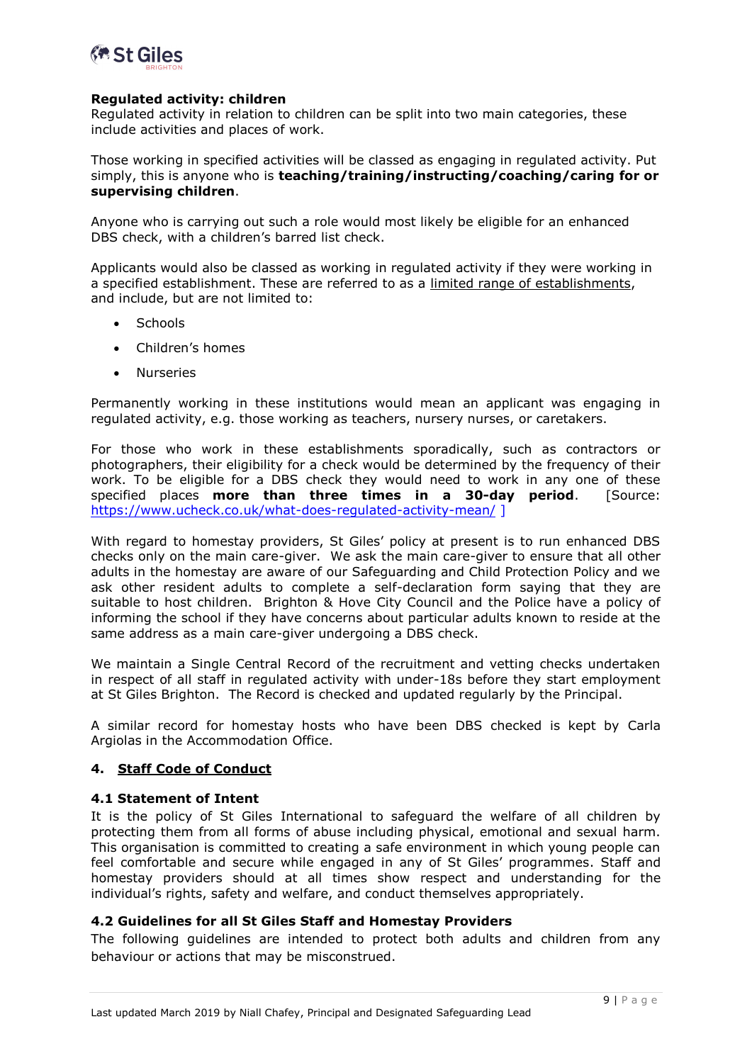**Regulated activity: children**
Regulated activity in relation to children can be split into two main categories, these include activities and places of work.

Those working in specified activities will be classed as engaging in regulated activity. Put simply, this is anyone who is **teaching/training/instructing/coaching/caring for or supervising children**.

Anyone who is carrying out such a role would most likely be eligible for an enhanced DBS check, with a children's barred list check.

Applicants would also be classed as working in regulated activity if they were working in a specified establishment. These are referred to as a limited range of establishments, and include, but are not limited to:

- Schools
- Children's homes
- Nurseries

Permanently working in these institutions would mean an applicant was engaging in regulated activity, e.g. those working as teachers, nursery nurses, or caretakers.

For those who work in these establishments sporadically, such as contractors or photographers, their eligibility for a check would be determined by the frequency of their work. To be eligible for a DBS check they would need to work in any one of these specified places **more than three times in a 30-day period**. [Source: https://www.ucheck.co.uk/what-does-regulated-activity-mean/ ]

With regard to homestay providers, St Giles' policy at present is to run enhanced DBS checks only on the main care-giver. We ask the main care-giver to ensure that all other adults in the homestay are aware of our Safeguarding and Child Protection Policy and we ask other resident adults to complete a self-declaration form saying that they are suitable to host children. Brighton & Hove City Council and the Police have a policy of informing the school if they have concerns about particular adults known to reside at the same address as a main care-giver undergoing a DBS check.

We maintain a Single Central Record of the recruitment and vetting checks undertaken in respect of all staff in regulated activity with under-18s before they start employment at St Giles Brighton. The Record is checked and updated regularly by the Principal.

A similar record for homestay hosts who have been DBS checked is kept by Carla Argiolas in the Accommodation Office.

## 4. Staff Code of Conduct

### 4.1 Statement of Intent

It is the policy of St Giles International to safeguard the welfare of all children by protecting them from all forms of abuse including physical, emotional and sexual harm. This organisation is committed to creating a safe environment in which young people can feel comfortable and secure while engaged in any of St Giles' programmes. Staff and homestay providers should at all times show respect and understanding for the individual's rights, safety and welfare, and conduct themselves appropriately.

### 4.2 Guidelines for all St Giles Staff and Homestay Providers

The following guidelines are intended to protect both adults and children from any behaviour or actions that may be misconstrued.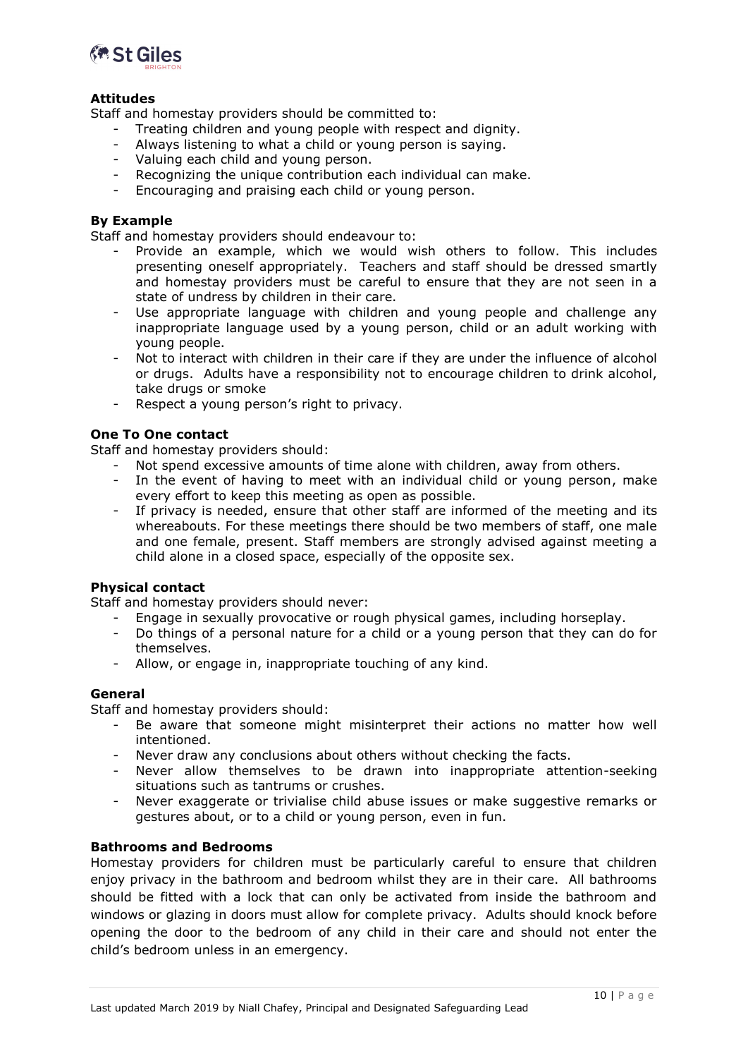### Attitudes

Staff and homestay providers should be committed to:

- Treating children and young people with respect and dignity.
- Always listening to what a child or young person is saying.
- Valuing each child and young person.
- Recognizing the unique contribution each individual can make.
- Encouraging and praising each child or young person.

### By Example

Staff and homestay providers should endeavour to:

- Provide an example, which we would wish others to follow. This includes presenting oneself appropriately. Teachers and staff should be dressed smartly and homestay providers must be careful to ensure that they are not seen in a state of undress by children in their care.
- Use appropriate language with children and young people and challenge any inappropriate language used by a young person, child or an adult working with young people.
- Not to interact with children in their care if they are under the influence of alcohol or drugs. Adults have a responsibility not to encourage children to drink alcohol, take drugs or smoke
- Respect a young person's right to privacy.

### One To One contact

Staff and homestay providers should:

- Not spend excessive amounts of time alone with children, away from others.
- In the event of having to meet with an individual child or young person, make every effort to keep this meeting as open as possible.
- If privacy is needed, ensure that other staff are informed of the meeting and its whereabouts. For these meetings there should be two members of staff, one male and one female, present. Staff members are strongly advised against meeting a child alone in a closed space, especially of the opposite sex.

### Physical contact

Staff and homestay providers should never:

- Engage in sexually provocative or rough physical games, including horseplay.
- Do things of a personal nature for a child or a young person that they can do for themselves.
- Allow, or engage in, inappropriate touching of any kind.

### General

Staff and homestay providers should:

- Be aware that someone might misinterpret their actions no matter how well intentioned.
- Never draw any conclusions about others without checking the facts.
- Never allow themselves to be drawn into inappropriate attention-seeking situations such as tantrums or crushes.
- Never exaggerate or trivialise child abuse issues or make suggestive remarks or gestures about, or to a child or young person, even in fun.

### Bathrooms and Bedrooms

Homestay providers for children must be particularly careful to ensure that children enjoy privacy in the bathroom and bedroom whilst they are in their care. All bathrooms should be fitted with a lock that can only be activated from inside the bathroom and windows or glazing in doors must allow for complete privacy. Adults should knock before opening the door to the bedroom of any child in their care and should not enter the child's bedroom unless in an emergency.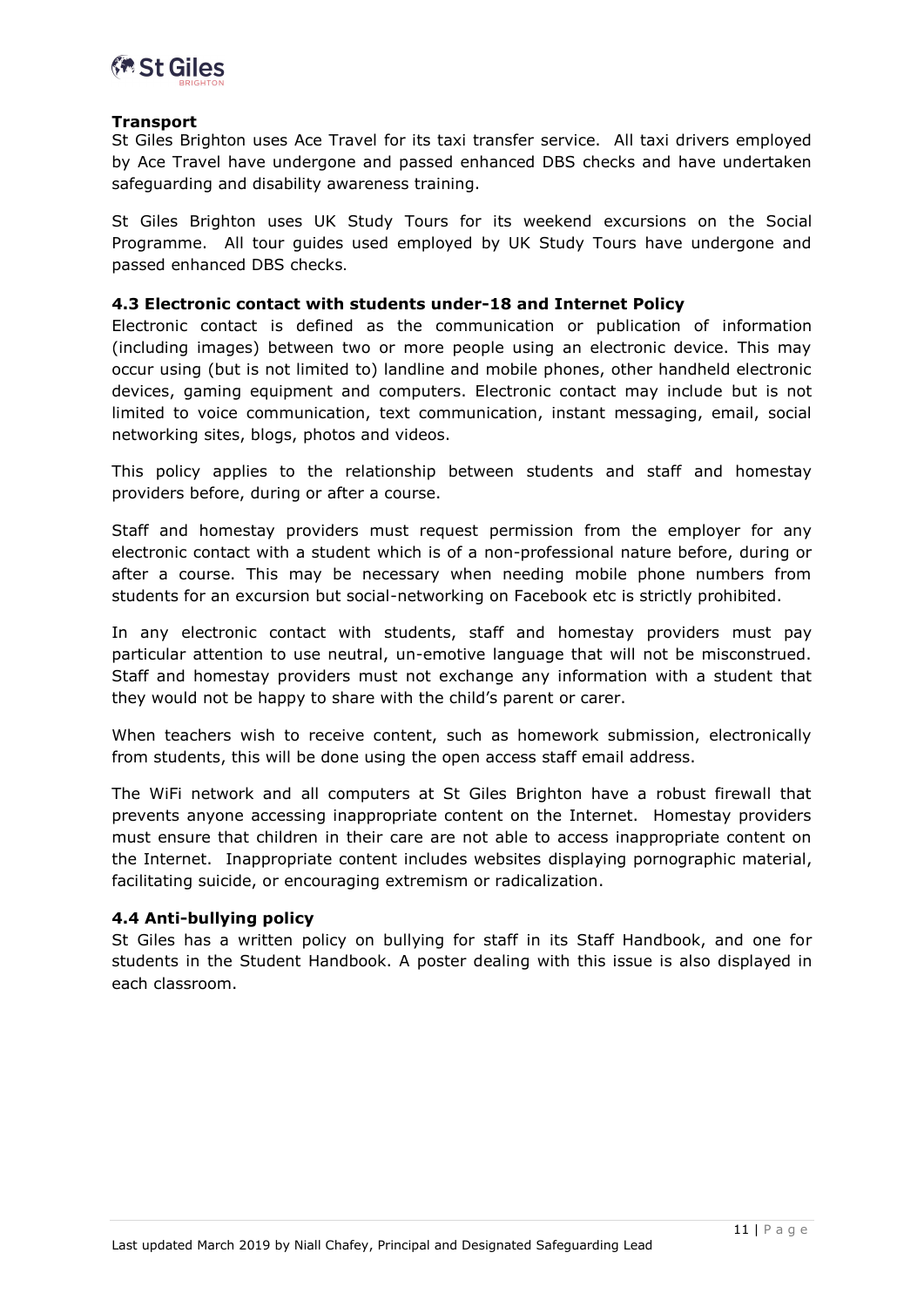**Transport**

St Giles Brighton uses Ace Travel for its taxi transfer service. All taxi drivers employed by Ace Travel have undergone and passed enhanced DBS checks and have undertaken safeguarding and disability awareness training.

St Giles Brighton uses UK Study Tours for its weekend excursions on the Social Programme. All tour guides used employed by UK Study Tours have undergone and passed enhanced DBS checks.

### 4.3 Electronic contact with students under-18 and Internet Policy

Electronic contact is defined as the communication or publication of information (including images) between two or more people using an electronic device. This may occur using (but is not limited to) landline and mobile phones, other handheld electronic devices, gaming equipment and computers. Electronic contact may include but is not limited to voice communication, text communication, instant messaging, email, social networking sites, blogs, photos and videos.

This policy applies to the relationship between students and staff and homestay providers before, during or after a course.

Staff and homestay providers must request permission from the employer for any electronic contact with a student which is of a non-professional nature before, during or after a course. This may be necessary when needing mobile phone numbers from students for an excursion but social-networking on Facebook etc is strictly prohibited.

In any electronic contact with students, staff and homestay providers must pay particular attention to use neutral, un-emotive language that will not be misconstrued. Staff and homestay providers must not exchange any information with a student that they would not be happy to share with the child's parent or carer.

When teachers wish to receive content, such as homework submission, electronically from students, this will be done using the open access staff email address.

The WiFi network and all computers at St Giles Brighton have a robust firewall that prevents anyone accessing inappropriate content on the Internet. Homestay providers must ensure that children in their care are not able to access inappropriate content on the Internet. Inappropriate content includes websites displaying pornographic material, facilitating suicide, or encouraging extremism or radicalization.

### 4.4 Anti-bullying policy

St Giles has a written policy on bullying for staff in its Staff Handbook, and one for students in the Student Handbook. A poster dealing with this issue is also displayed in each classroom.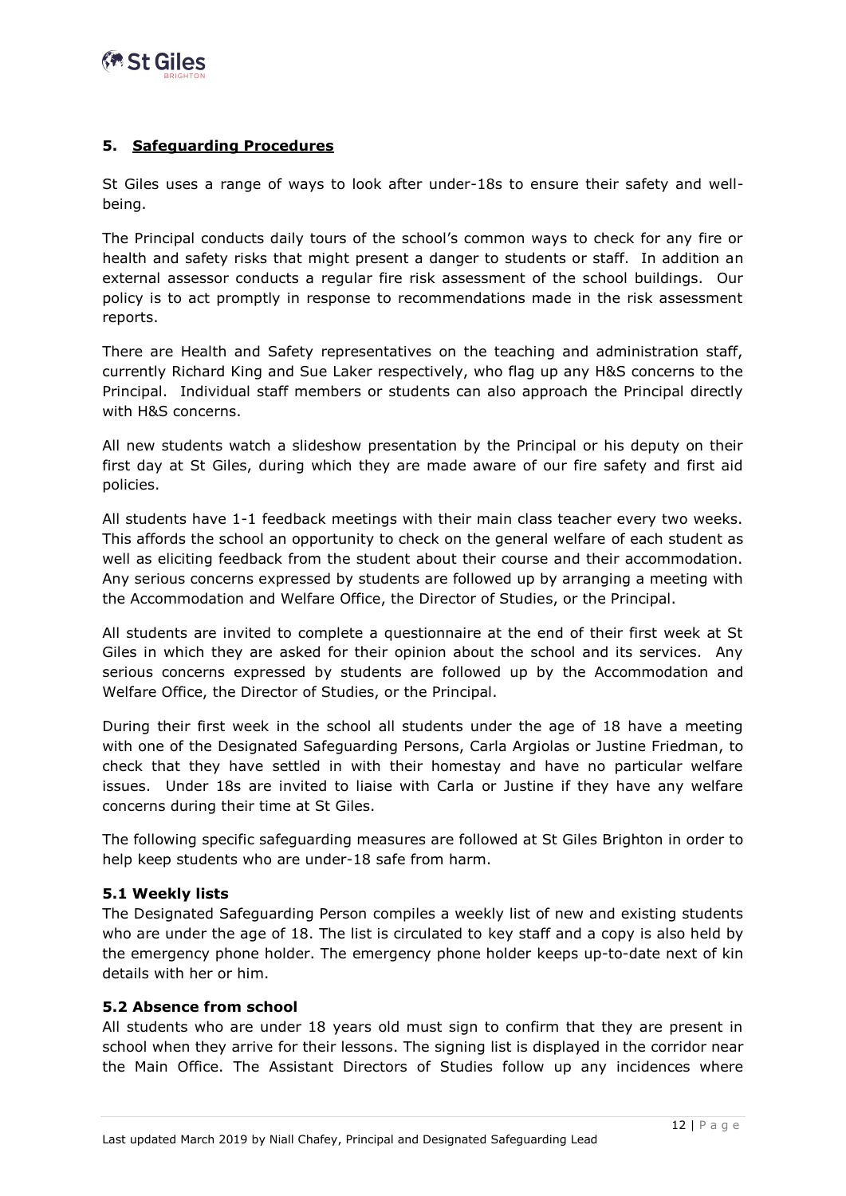## 5. Safeguarding Procedures

St Giles uses a range of ways to look after under-18s to ensure their safety and well-being.

The Principal conducts daily tours of the school's common ways to check for any fire or health and safety risks that might present a danger to students or staff. In addition an external assessor conducts a regular fire risk assessment of the school buildings. Our policy is to act promptly in response to recommendations made in the risk assessment reports.

There are Health and Safety representatives on the teaching and administration staff, currently Richard King and Sue Laker respectively, who flag up any H&S concerns to the Principal. Individual staff members or students can also approach the Principal directly with H&S concerns.

All new students watch a slideshow presentation by the Principal or his deputy on their first day at St Giles, during which they are made aware of our fire safety and first aid policies.

All students have 1-1 feedback meetings with their main class teacher every two weeks. This affords the school an opportunity to check on the general welfare of each student as well as eliciting feedback from the student about their course and their accommodation. Any serious concerns expressed by students are followed up by arranging a meeting with the Accommodation and Welfare Office, the Director of Studies, or the Principal.

All students are invited to complete a questionnaire at the end of their first week at St Giles in which they are asked for their opinion about the school and its services. Any serious concerns expressed by students are followed up by the Accommodation and Welfare Office, the Director of Studies, or the Principal.

During their first week in the school all students under the age of 18 have a meeting with one of the Designated Safeguarding Persons, Carla Argiolas or Justine Friedman, to check that they have settled in with their homestay and have no particular welfare issues. Under 18s are invited to liaise with Carla or Justine if they have any welfare concerns during their time at St Giles.

The following specific safeguarding measures are followed at St Giles Brighton in order to help keep students who are under-18 safe from harm.

### 5.1 Weekly lists

The Designated Safeguarding Person compiles a weekly list of new and existing students who are under the age of 18. The list is circulated to key staff and a copy is also held by the emergency phone holder. The emergency phone holder keeps up-to-date next of kin details with her or him.

### 5.2 Absence from school

All students who are under 18 years old must sign to confirm that they are present in school when they arrive for their lessons. The signing list is displayed in the corridor near the Main Office. The Assistant Directors of Studies follow up any incidences where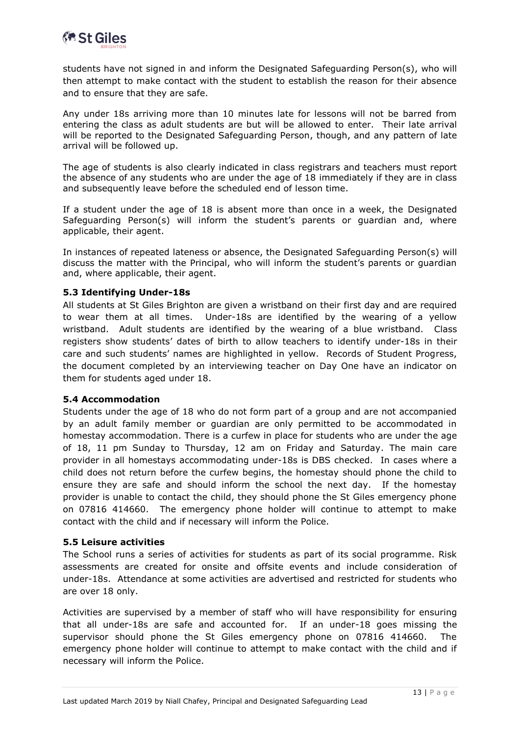students have not signed in and inform the Designated Safeguarding Person(s), who will then attempt to make contact with the student to establish the reason for their absence and to ensure that they are safe.

Any under 18s arriving more than 10 minutes late for lessons will not be barred from entering the class as adult students are but will be allowed to enter. Their late arrival will be reported to the Designated Safeguarding Person, though, and any pattern of late arrival will be followed up.

The age of students is also clearly indicated in class registrars and teachers must report the absence of any students who are under the age of 18 immediately if they are in class and subsequently leave before the scheduled end of lesson time.

If a student under the age of 18 is absent more than once in a week, the Designated Safeguarding Person(s) will inform the student's parents or guardian and, where applicable, their agent.

In instances of repeated lateness or absence, the Designated Safeguarding Person(s) will discuss the matter with the Principal, who will inform the student's parents or guardian and, where applicable, their agent.

### 5.3 Identifying Under-18s

All students at St Giles Brighton are given a wristband on their first day and are required to wear them at all times. Under-18s are identified by the wearing of a yellow wristband. Adult students are identified by the wearing of a blue wristband. Class registers show students' dates of birth to allow teachers to identify under-18s in their care and such students' names are highlighted in yellow. Records of Student Progress, the document completed by an interviewing teacher on Day One have an indicator on them for students aged under 18.

### 5.4 Accommodation

Students under the age of 18 who do not form part of a group and are not accompanied by an adult family member or guardian are only permitted to be accommodated in homestay accommodation. There is a curfew in place for students who are under the age of 18, 11 pm Sunday to Thursday, 12 am on Friday and Saturday. The main care provider in all homestays accommodating under-18s is DBS checked. In cases where a child does not return before the curfew begins, the homestay should phone the child to ensure they are safe and should inform the school the next day. If the homestay provider is unable to contact the child, they should phone the St Giles emergency phone on 07816 414660. The emergency phone holder will continue to attempt to make contact with the child and if necessary will inform the Police.

### 5.5 Leisure activities

The School runs a series of activities for students as part of its social programme. Risk assessments are created for onsite and offsite events and include consideration of under-18s. Attendance at some activities are advertised and restricted for students who are over 18 only.

Activities are supervised by a member of staff who will have responsibility for ensuring that all under-18s are safe and accounted for. If an under-18 goes missing the supervisor should phone the St Giles emergency phone on 07816 414660. The emergency phone holder will continue to attempt to make contact with the child and if necessary will inform the Police.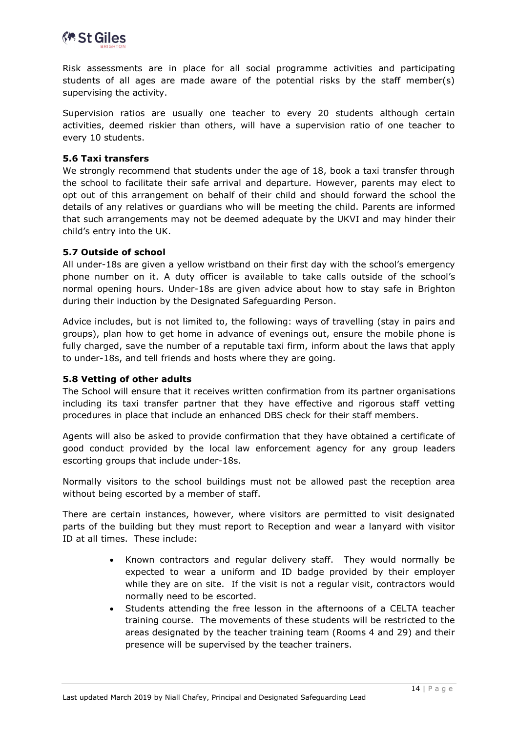Risk assessments are in place for all social programme activities and participating students of all ages are made aware of the potential risks by the staff member(s) supervising the activity.

Supervision ratios are usually one teacher to every 20 students although certain activities, deemed riskier than others, will have a supervision ratio of one teacher to every 10 students.

### 5.6 Taxi transfers

We strongly recommend that students under the age of 18, book a taxi transfer through the school to facilitate their safe arrival and departure. However, parents may elect to opt out of this arrangement on behalf of their child and should forward the school the details of any relatives or guardians who will be meeting the child. Parents are informed that such arrangements may not be deemed adequate by the UKVI and may hinder their child's entry into the UK.

### 5.7 Outside of school

All under-18s are given a yellow wristband on their first day with the school's emergency phone number on it. A duty officer is available to take calls outside of the school's normal opening hours. Under-18s are given advice about how to stay safe in Brighton during their induction by the Designated Safeguarding Person.

Advice includes, but is not limited to, the following: ways of travelling (stay in pairs and groups), plan how to get home in advance of evenings out, ensure the mobile phone is fully charged, save the number of a reputable taxi firm, inform about the laws that apply to under-18s, and tell friends and hosts where they are going.

### 5.8 Vetting of other adults

The School will ensure that it receives written confirmation from its partner organisations including its taxi transfer partner that they have effective and rigorous staff vetting procedures in place that include an enhanced DBS check for their staff members.

Agents will also be asked to provide confirmation that they have obtained a certificate of good conduct provided by the local law enforcement agency for any group leaders escorting groups that include under-18s.

Normally visitors to the school buildings must not be allowed past the reception area without being escorted by a member of staff.

There are certain instances, however, where visitors are permitted to visit designated parts of the building but they must report to Reception and wear a lanyard with visitor ID at all times. These include:

- Known contractors and regular delivery staff. They would normally be expected to wear a uniform and ID badge provided by their employer while they are on site. If the visit is not a regular visit, contractors would normally need to be escorted.
- Students attending the free lesson in the afternoons of a CELTA teacher training course. The movements of these students will be restricted to the areas designated by the teacher training team (Rooms 4 and 29) and their presence will be supervised by the teacher trainers.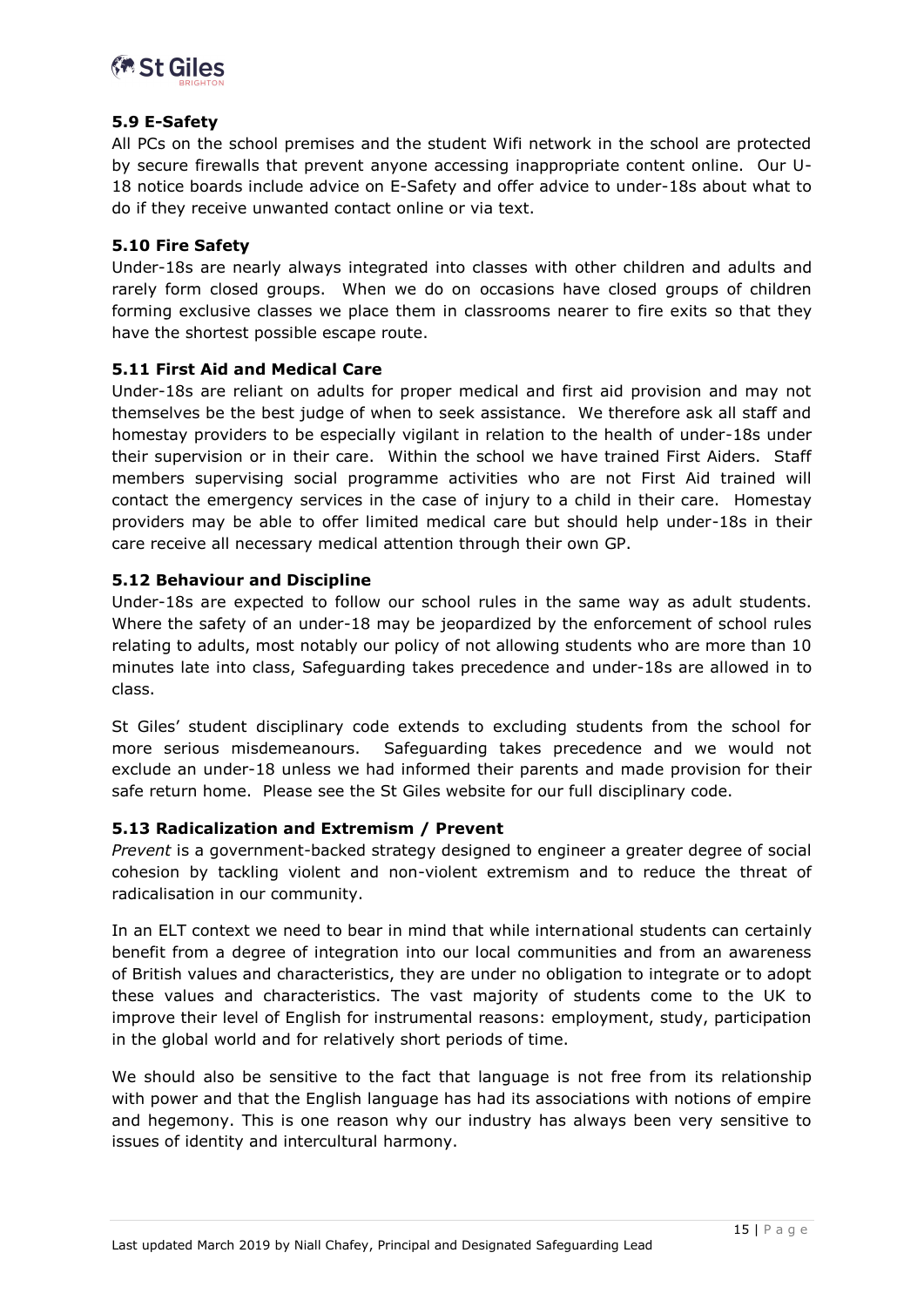### 5.9 E-Safety

All PCs on the school premises and the student Wifi network in the school are protected by secure firewalls that prevent anyone accessing inappropriate content online. Our U-18 notice boards include advice on E-Safety and offer advice to under-18s about what to do if they receive unwanted contact online or via text.

### 5.10 Fire Safety

Under-18s are nearly always integrated into classes with other children and adults and rarely form closed groups. When we do on occasions have closed groups of children forming exclusive classes we place them in classrooms nearer to fire exits so that they have the shortest possible escape route.

### 5.11 First Aid and Medical Care

Under-18s are reliant on adults for proper medical and first aid provision and may not themselves be the best judge of when to seek assistance. We therefore ask all staff and homestay providers to be especially vigilant in relation to the health of under-18s under their supervision or in their care. Within the school we have trained First Aiders. Staff members supervising social programme activities who are not First Aid trained will contact the emergency services in the case of injury to a child in their care. Homestay providers may be able to offer limited medical care but should help under-18s in their care receive all necessary medical attention through their own GP.

### 5.12 Behaviour and Discipline

Under-18s are expected to follow our school rules in the same way as adult students. Where the safety of an under-18 may be jeopardized by the enforcement of school rules relating to adults, most notably our policy of not allowing students who are more than 10 minutes late into class, Safeguarding takes precedence and under-18s are allowed in to class.

St Giles' student disciplinary code extends to excluding students from the school for more serious misdemeanours. Safeguarding takes precedence and we would not exclude an under-18 unless we had informed their parents and made provision for their safe return home. Please see the St Giles website for our full disciplinary code.

### 5.13 Radicalization and Extremism / Prevent

*Prevent* is a government-backed strategy designed to engineer a greater degree of social cohesion by tackling violent and non-violent extremism and to reduce the threat of radicalisation in our community.

In an ELT context we need to bear in mind that while international students can certainly benefit from a degree of integration into our local communities and from an awareness of British values and characteristics, they are under no obligation to integrate or to adopt these values and characteristics. The vast majority of students come to the UK to improve their level of English for instrumental reasons: employment, study, participation in the global world and for relatively short periods of time.

We should also be sensitive to the fact that language is not free from its relationship with power and that the English language has had its associations with notions of empire and hegemony. This is one reason why our industry has always been very sensitive to issues of identity and intercultural harmony.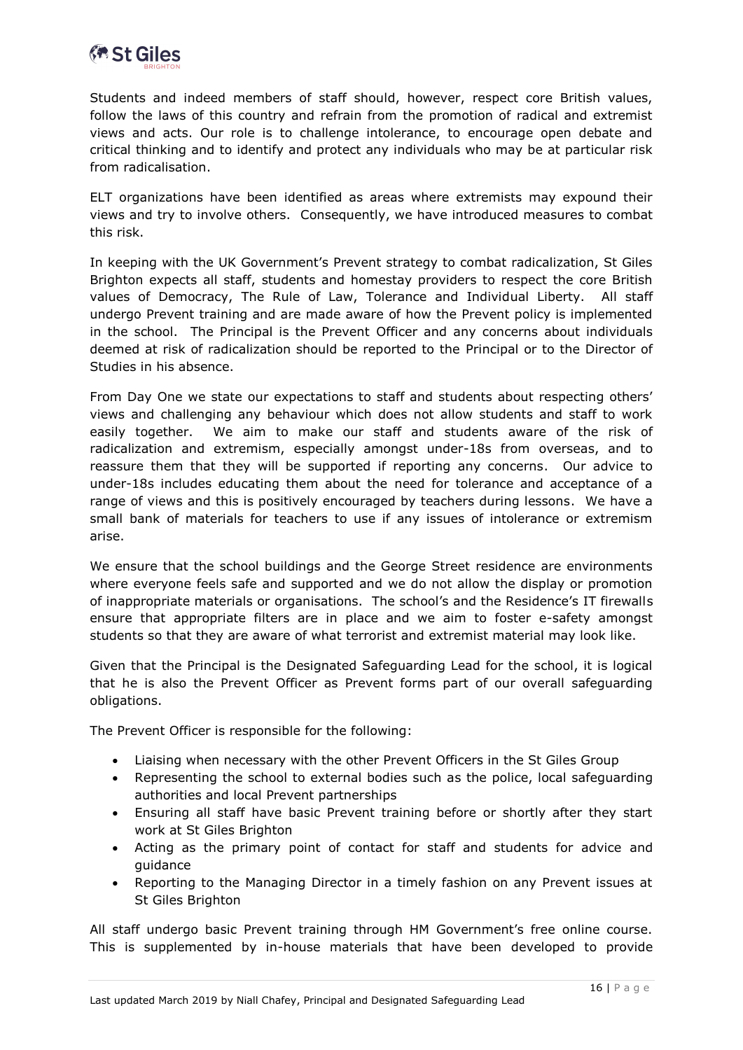Students and indeed members of staff should, however, respect core British values, follow the laws of this country and refrain from the promotion of radical and extremist views and acts. Our role is to challenge intolerance, to encourage open debate and critical thinking and to identify and protect any individuals who may be at particular risk from radicalisation.

ELT organizations have been identified as areas where extremists may expound their views and try to involve others. Consequently, we have introduced measures to combat this risk.

In keeping with the UK Government's Prevent strategy to combat radicalization, St Giles Brighton expects all staff, students and homestay providers to respect the core British values of Democracy, The Rule of Law, Tolerance and Individual Liberty. All staff undergo Prevent training and are made aware of how the Prevent policy is implemented in the school. The Principal is the Prevent Officer and any concerns about individuals deemed at risk of radicalization should be reported to the Principal or to the Director of Studies in his absence.

From Day One we state our expectations to staff and students about respecting others' views and challenging any behaviour which does not allow students and staff to work easily together. We aim to make our staff and students aware of the risk of radicalization and extremism, especially amongst under-18s from overseas, and to reassure them that they will be supported if reporting any concerns. Our advice to under-18s includes educating them about the need for tolerance and acceptance of a range of views and this is positively encouraged by teachers during lessons. We have a small bank of materials for teachers to use if any issues of intolerance or extremism arise.

We ensure that the school buildings and the George Street residence are environments where everyone feels safe and supported and we do not allow the display or promotion of inappropriate materials or organisations. The school's and the Residence's IT firewalls ensure that appropriate filters are in place and we aim to foster e-safety amongst students so that they are aware of what terrorist and extremist material may look like.

Given that the Principal is the Designated Safeguarding Lead for the school, it is logical that he is also the Prevent Officer as Prevent forms part of our overall safeguarding obligations.

The Prevent Officer is responsible for the following:

- Liaising when necessary with the other Prevent Officers in the St Giles Group
- Representing the school to external bodies such as the police, local safeguarding authorities and local Prevent partnerships
- Ensuring all staff have basic Prevent training before or shortly after they start work at St Giles Brighton
- Acting as the primary point of contact for staff and students for advice and guidance
- Reporting to the Managing Director in a timely fashion on any Prevent issues at St Giles Brighton

All staff undergo basic Prevent training through HM Government's free online course. This is supplemented by in-house materials that have been developed to provide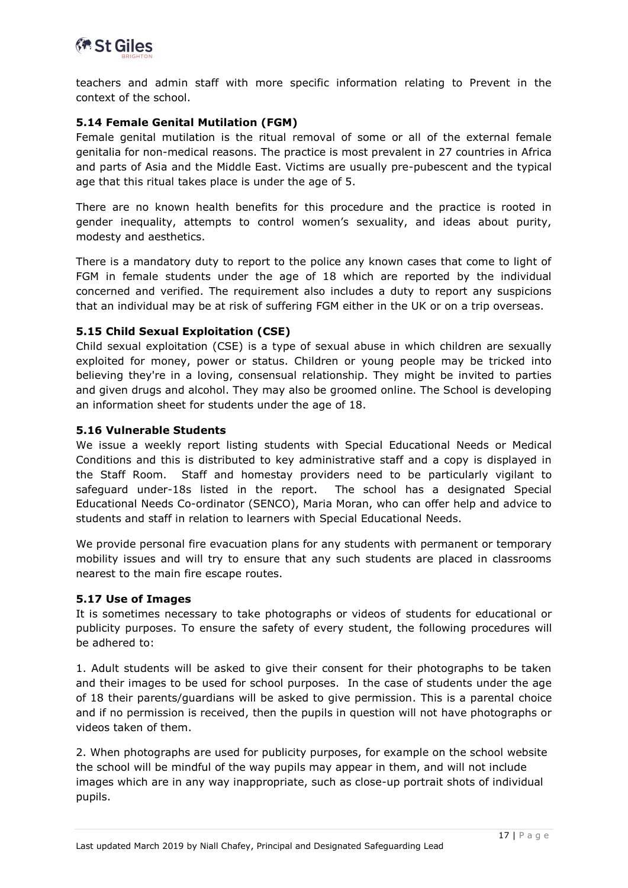teachers and admin staff with more specific information relating to Prevent in the context of the school.

### 5.14 Female Genital Mutilation (FGM)

Female genital mutilation is the ritual removal of some or all of the external female genitalia for non-medical reasons. The practice is most prevalent in 27 countries in Africa and parts of Asia and the Middle East. Victims are usually pre-pubescent and the typical age that this ritual takes place is under the age of 5.

There are no known health benefits for this procedure and the practice is rooted in gender inequality, attempts to control women's sexuality, and ideas about purity, modesty and aesthetics.

There is a mandatory duty to report to the police any known cases that come to light of FGM in female students under the age of 18 which are reported by the individual concerned and verified. The requirement also includes a duty to report any suspicions that an individual may be at risk of suffering FGM either in the UK or on a trip overseas.

### 5.15 Child Sexual Exploitation (CSE)

Child sexual exploitation (CSE) is a type of sexual abuse in which children are sexually exploited for money, power or status. Children or young people may be tricked into believing they're in a loving, consensual relationship. They might be invited to parties and given drugs and alcohol. They may also be groomed online. The School is developing an information sheet for students under the age of 18.

### 5.16 Vulnerable Students

We issue a weekly report listing students with Special Educational Needs or Medical Conditions and this is distributed to key administrative staff and a copy is displayed in the Staff Room. Staff and homestay providers need to be particularly vigilant to safeguard under-18s listed in the report. The school has a designated Special Educational Needs Co-ordinator (SENCO), Maria Moran, who can offer help and advice to students and staff in relation to learners with Special Educational Needs.

We provide personal fire evacuation plans for any students with permanent or temporary mobility issues and will try to ensure that any such students are placed in classrooms nearest to the main fire escape routes.

### 5.17 Use of Images

It is sometimes necessary to take photographs or videos of students for educational or publicity purposes. To ensure the safety of every student, the following procedures will be adhered to:

1. Adult students will be asked to give their consent for their photographs to be taken and their images to be used for school purposes. In the case of students under the age of 18 their parents/guardians will be asked to give permission. This is a parental choice and if no permission is received, then the pupils in question will not have photographs or videos taken of them.

2. When photographs are used for publicity purposes, for example on the school website the school will be mindful of the way pupils may appear in them, and will not include images which are in any way inappropriate, such as close-up portrait shots of individual pupils.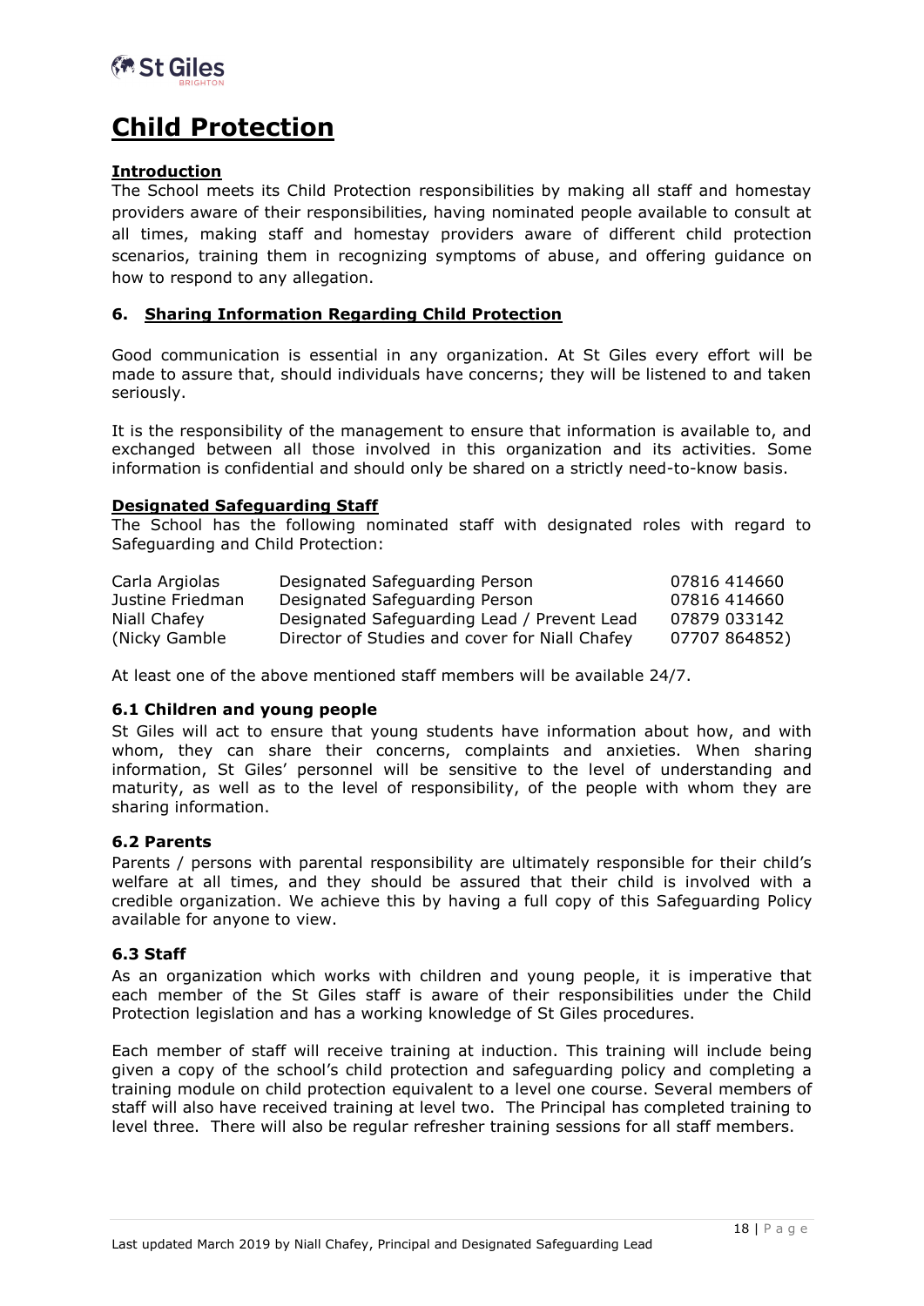# Child Protection

**Introduction**

The School meets its Child Protection responsibilities by making all staff and homestay providers aware of their responsibilities, having nominated people available to consult at all times, making staff and homestay providers aware of different child protection scenarios, training them in recognizing symptoms of abuse, and offering guidance on how to respond to any allegation.

## 6. Sharing Information Regarding Child Protection

Good communication is essential in any organization. At St Giles every effort will be made to assure that, should individuals have concerns; they will be listened to and taken seriously.

It is the responsibility of the management to ensure that information is available to, and exchanged between all those involved in this organization and its activities. Some information is confidential and should only be shared on a strictly need-to-know basis.

**Designated Safeguarding Staff**

The School has the following nominated staff with designated roles with regard to Safeguarding and Child Protection:

| | | |
|---|---|---|
| Carla Argiolas | Designated Safeguarding Person | 07816 414660 |
| Justine Friedman | Designated Safeguarding Person | 07816 414660 |
| Niall Chafey | Designated Safeguarding Lead / Prevent Lead | 07879 033142 |
| (Nicky Gamble | Director of Studies and cover for Niall Chafey | 07707 864852) |

At least one of the above mentioned staff members will be available 24/7.

### 6.1 Children and young people

St Giles will act to ensure that young students have information about how, and with whom, they can share their concerns, complaints and anxieties. When sharing information, St Giles' personnel will be sensitive to the level of understanding and maturity, as well as to the level of responsibility, of the people with whom they are sharing information.

### 6.2 Parents

Parents / persons with parental responsibility are ultimately responsible for their child's welfare at all times, and they should be assured that their child is involved with a credible organization. We achieve this by having a full copy of this Safeguarding Policy available for anyone to view.

### 6.3 Staff

As an organization which works with children and young people, it is imperative that each member of the St Giles staff is aware of their responsibilities under the Child Protection legislation and has a working knowledge of St Giles procedures.

Each member of staff will receive training at induction. This training will include being given a copy of the school's child protection and safeguarding policy and completing a training module on child protection equivalent to a level one course. Several members of staff will also have received training at level two. The Principal has completed training to level three. There will also be regular refresher training sessions for all staff members.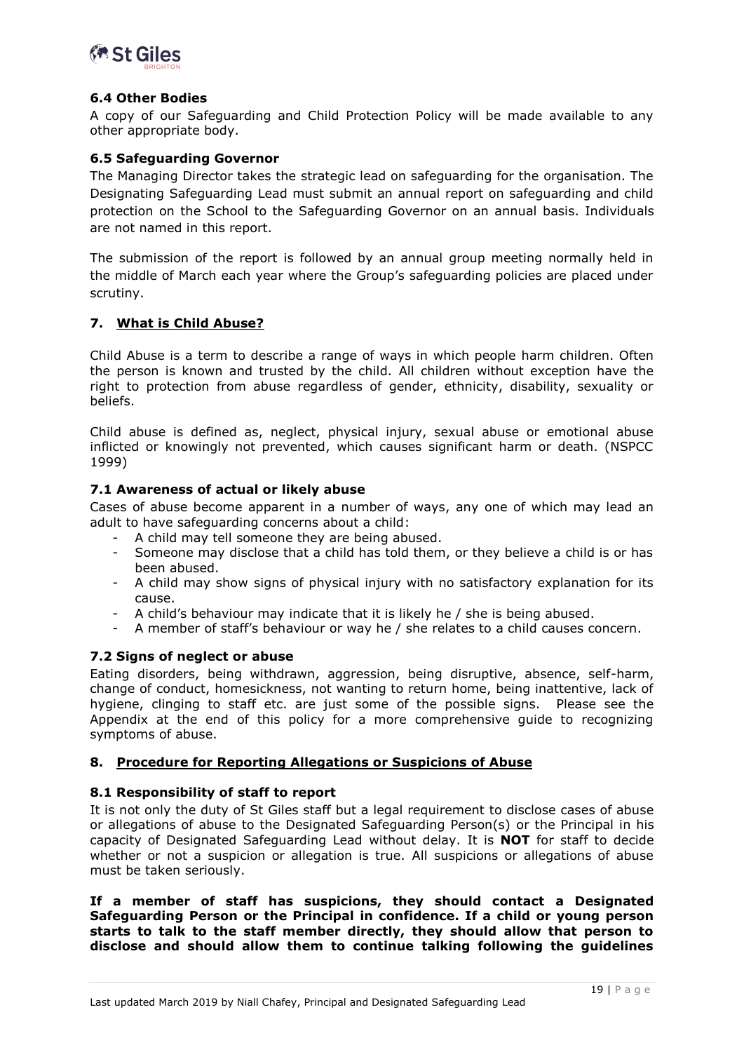### 6.4 Other Bodies

A copy of our Safeguarding and Child Protection Policy will be made available to any other appropriate body.

### 6.5 Safeguarding Governor

The Managing Director takes the strategic lead on safeguarding for the organisation. The Designating Safeguarding Lead must submit an annual report on safeguarding and child protection on the School to the Safeguarding Governor on an annual basis. Individuals are not named in this report.

The submission of the report is followed by an annual group meeting normally held in the middle of March each year where the Group's safeguarding policies are placed under scrutiny.

## 7. What is Child Abuse?

Child Abuse is a term to describe a range of ways in which people harm children. Often the person is known and trusted by the child. All children without exception have the right to protection from abuse regardless of gender, ethnicity, disability, sexuality or beliefs.

Child abuse is defined as, neglect, physical injury, sexual abuse or emotional abuse inflicted or knowingly not prevented, which causes significant harm or death. (NSPCC 1999)

### 7.1 Awareness of actual or likely abuse

Cases of abuse become apparent in a number of ways, any one of which may lead an adult to have safeguarding concerns about a child:

- A child may tell someone they are being abused.
- Someone may disclose that a child has told them, or they believe a child is or has been abused.
- A child may show signs of physical injury with no satisfactory explanation for its cause.
- A child's behaviour may indicate that it is likely he / she is being abused.
- A member of staff's behaviour or way he / she relates to a child causes concern.

### 7.2 Signs of neglect or abuse

Eating disorders, being withdrawn, aggression, being disruptive, absence, self-harm, change of conduct, homesickness, not wanting to return home, being inattentive, lack of hygiene, clinging to staff etc. are just some of the possible signs. Please see the Appendix at the end of this policy for a more comprehensive guide to recognizing symptoms of abuse.

## 8. Procedure for Reporting Allegations or Suspicions of Abuse

### 8.1 Responsibility of staff to report

It is not only the duty of St Giles staff but a legal requirement to disclose cases of abuse or allegations of abuse to the Designated Safeguarding Person(s) or the Principal in his capacity of Designated Safeguarding Lead without delay. It is **NOT** for staff to decide whether or not a suspicion or allegation is true. All suspicions or allegations of abuse must be taken seriously.

**If a member of staff has suspicions, they should contact a Designated Safeguarding Person or the Principal in confidence. If a child or young person starts to talk to the staff member directly, they should allow that person to disclose and should allow them to continue talking following the guidelines**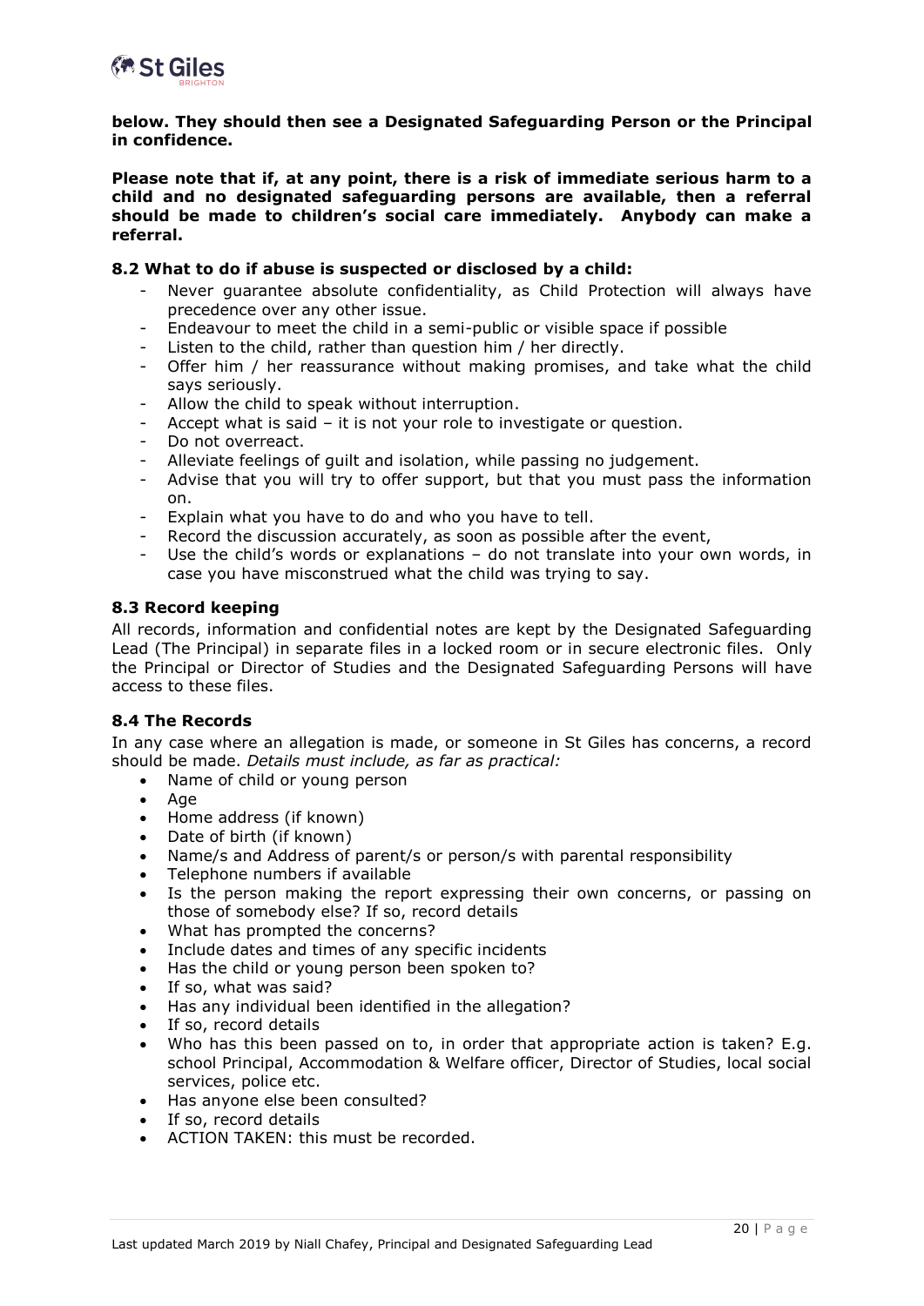**below. They should then see a Designated Safeguarding Person or the Principal in confidence.**

**Please note that if, at any point, there is a risk of immediate serious harm to a child and no designated safeguarding persons are available, then a referral should be made to children's social care immediately. Anybody can make a referral.**

### 8.2 What to do if abuse is suspected or disclosed by a child:

- Never guarantee absolute confidentiality, as Child Protection will always have precedence over any other issue.
- Endeavour to meet the child in a semi-public or visible space if possible
- Listen to the child, rather than question him / her directly.
- Offer him / her reassurance without making promises, and take what the child says seriously.
- Allow the child to speak without interruption.
- Accept what is said – it is not your role to investigate or question.
- Do not overreact.
- Alleviate feelings of guilt and isolation, while passing no judgement.
- Advise that you will try to offer support, but that you must pass the information on.
- Explain what you have to do and who you have to tell.
- Record the discussion accurately, as soon as possible after the event,
- Use the child's words or explanations – do not translate into your own words, in case you have misconstrued what the child was trying to say.

### 8.3 Record keeping

All records, information and confidential notes are kept by the Designated Safeguarding Lead (The Principal) in separate files in a locked room or in secure electronic files. Only the Principal or Director of Studies and the Designated Safeguarding Persons will have access to these files.

### 8.4 The Records

In any case where an allegation is made, or someone in St Giles has concerns, a record should be made. *Details must include, as far as practical:*

- Name of child or young person
- Age
- Home address (if known)
- Date of birth (if known)
- Name/s and Address of parent/s or person/s with parental responsibility
- Telephone numbers if available
- Is the person making the report expressing their own concerns, or passing on those of somebody else? If so, record details
- What has prompted the concerns?
- Include dates and times of any specific incidents
- Has the child or young person been spoken to?
- If so, what was said?
- Has any individual been identified in the allegation?
- If so, record details
- Who has this been passed on to, in order that appropriate action is taken? E.g. school Principal, Accommodation & Welfare officer, Director of Studies, local social services, police etc.
- Has anyone else been consulted?
- If so, record details
- ACTION TAKEN: this must be recorded.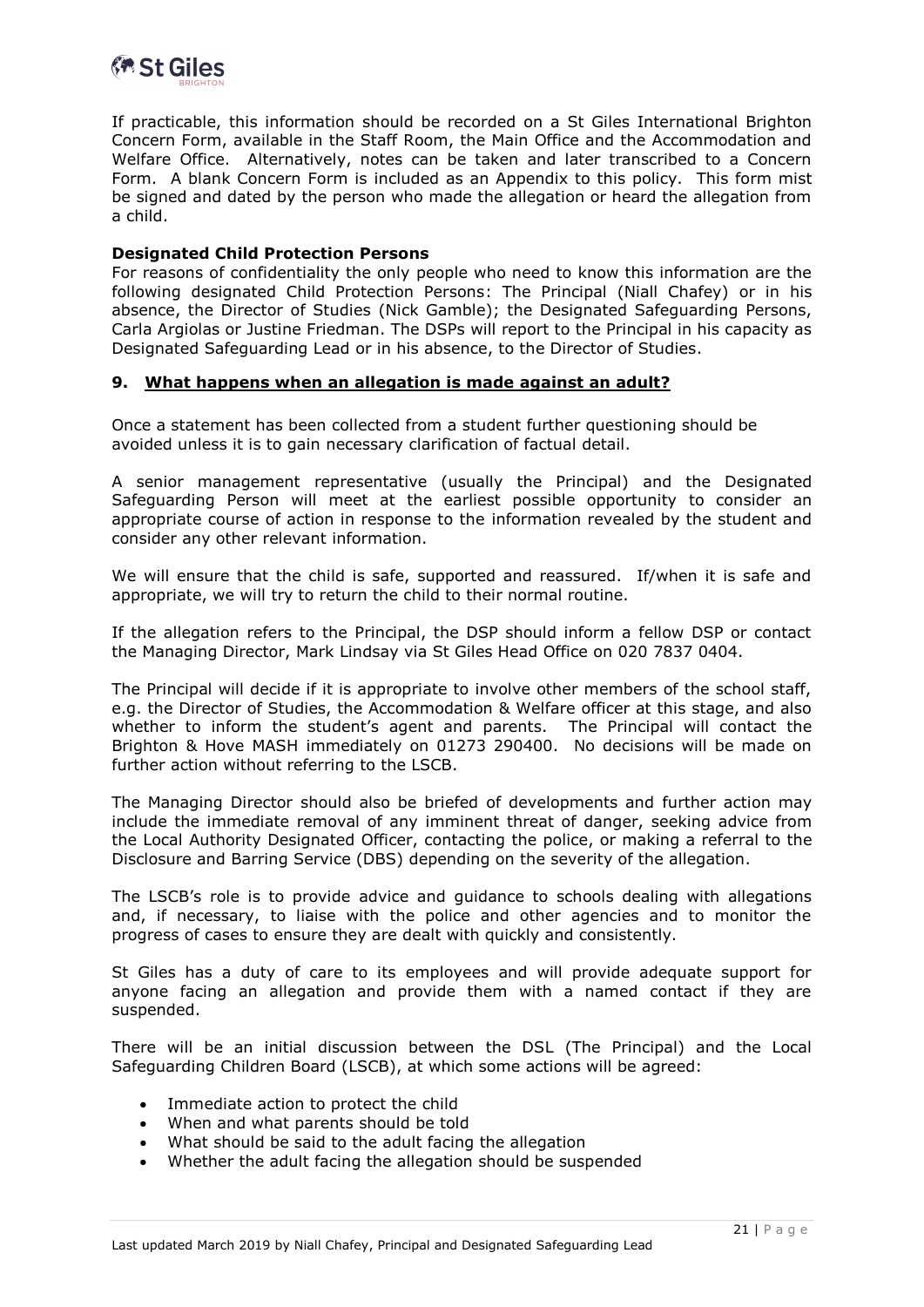If practicable, this information should be recorded on a St Giles International Brighton Concern Form, available in the Staff Room, the Main Office and the Accommodation and Welfare Office. Alternatively, notes can be taken and later transcribed to a Concern Form. A blank Concern Form is included as an Appendix to this policy. This form mist be signed and dated by the person who made the allegation or heard the allegation from a child.

**Designated Child Protection Persons**

For reasons of confidentiality the only people who need to know this information are the following designated Child Protection Persons: The Principal (Niall Chafey) or in his absence, the Director of Studies (Nick Gamble); the Designated Safeguarding Persons, Carla Argiolas or Justine Friedman. The DSPs will report to the Principal in his capacity as Designated Safeguarding Lead or in his absence, to the Director of Studies.

## 9. What happens when an allegation is made against an adult?

Once a statement has been collected from a student further questioning should be avoided unless it is to gain necessary clarification of factual detail.

A senior management representative (usually the Principal) and the Designated Safeguarding Person will meet at the earliest possible opportunity to consider an appropriate course of action in response to the information revealed by the student and consider any other relevant information.

We will ensure that the child is safe, supported and reassured. If/when it is safe and appropriate, we will try to return the child to their normal routine.

If the allegation refers to the Principal, the DSP should inform a fellow DSP or contact the Managing Director, Mark Lindsay via St Giles Head Office on 020 7837 0404.

The Principal will decide if it is appropriate to involve other members of the school staff, e.g. the Director of Studies, the Accommodation & Welfare officer at this stage, and also whether to inform the student's agent and parents. The Principal will contact the Brighton & Hove MASH immediately on 01273 290400. No decisions will be made on further action without referring to the LSCB.

The Managing Director should also be briefed of developments and further action may include the immediate removal of any imminent threat of danger, seeking advice from the Local Authority Designated Officer, contacting the police, or making a referral to the Disclosure and Barring Service (DBS) depending on the severity of the allegation.

The LSCB's role is to provide advice and guidance to schools dealing with allegations and, if necessary, to liaise with the police and other agencies and to monitor the progress of cases to ensure they are dealt with quickly and consistently.

St Giles has a duty of care to its employees and will provide adequate support for anyone facing an allegation and provide them with a named contact if they are suspended.

There will be an initial discussion between the DSL (The Principal) and the Local Safeguarding Children Board (LSCB), at which some actions will be agreed:

- Immediate action to protect the child
- When and what parents should be told
- What should be said to the adult facing the allegation
- Whether the adult facing the allegation should be suspended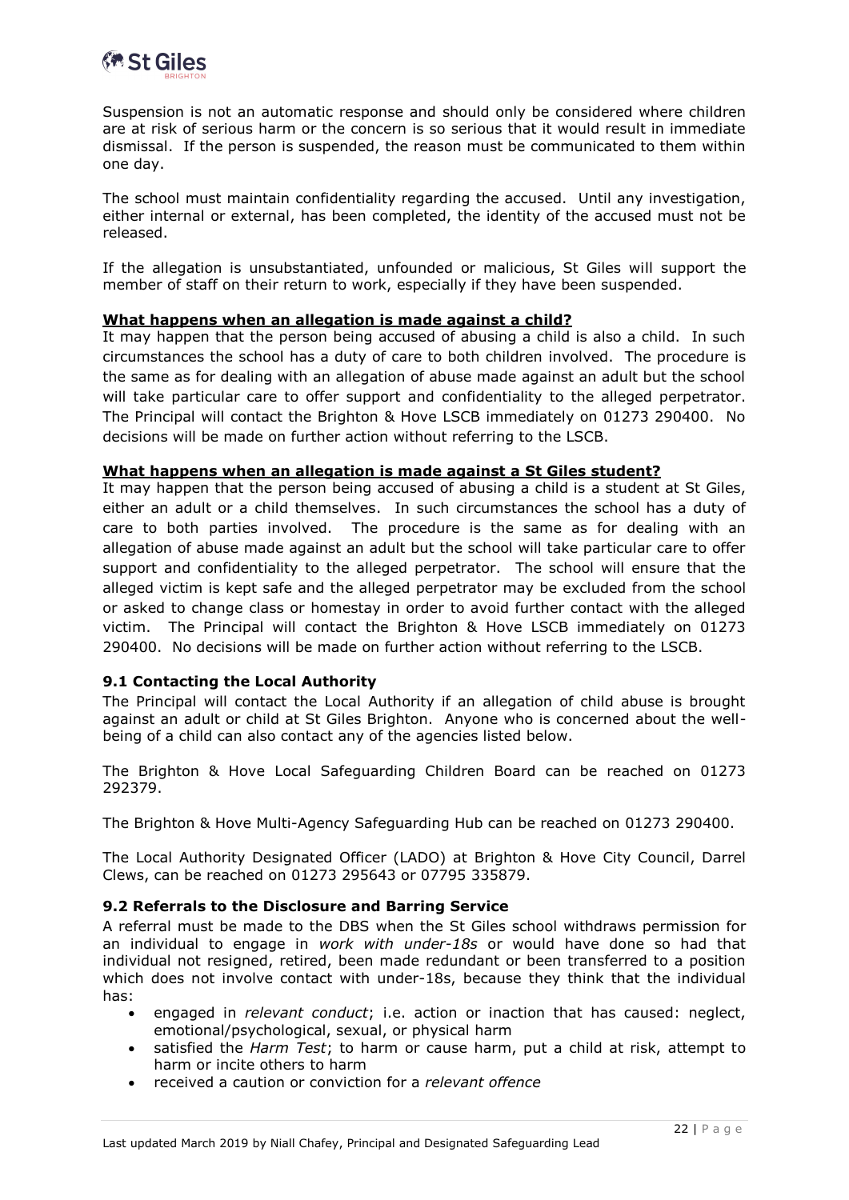Suspension is not an automatic response and should only be considered where children are at risk of serious harm or the concern is so serious that it would result in immediate dismissal. If the person is suspended, the reason must be communicated to them within one day.

The school must maintain confidentiality regarding the accused. Until any investigation, either internal or external, has been completed, the identity of the accused must not be released.

If the allegation is unsubstantiated, unfounded or malicious, St Giles will support the member of staff on their return to work, especially if they have been suspended.

**What happens when an allegation is made against a child?**

It may happen that the person being accused of abusing a child is also a child. In such circumstances the school has a duty of care to both children involved. The procedure is the same as for dealing with an allegation of abuse made against an adult but the school will take particular care to offer support and confidentiality to the alleged perpetrator. The Principal will contact the Brighton & Hove LSCB immediately on 01273 290400. No decisions will be made on further action without referring to the LSCB.

**What happens when an allegation is made against a St Giles student?**

It may happen that the person being accused of abusing a child is a student at St Giles, either an adult or a child themselves. In such circumstances the school has a duty of care to both parties involved. The procedure is the same as for dealing with an allegation of abuse made against an adult but the school will take particular care to offer support and confidentiality to the alleged perpetrator. The school will ensure that the alleged victim is kept safe and the alleged perpetrator may be excluded from the school or asked to change class or homestay in order to avoid further contact with the alleged victim. The Principal will contact the Brighton & Hove LSCB immediately on 01273 290400. No decisions will be made on further action without referring to the LSCB.

### 9.1 Contacting the Local Authority

The Principal will contact the Local Authority if an allegation of child abuse is brought against an adult or child at St Giles Brighton. Anyone who is concerned about the well-being of a child can also contact any of the agencies listed below.

The Brighton & Hove Local Safeguarding Children Board can be reached on 01273 292379.

The Brighton & Hove Multi-Agency Safeguarding Hub can be reached on 01273 290400.

The Local Authority Designated Officer (LADO) at Brighton & Hove City Council, Darrel Clews, can be reached on 01273 295643 or 07795 335879.

### 9.2 Referrals to the Disclosure and Barring Service

A referral must be made to the DBS when the St Giles school withdraws permission for an individual to engage in *work with under-18s* or would have done so had that individual not resigned, retired, been made redundant or been transferred to a position which does not involve contact with under-18s, because they think that the individual has:

- engaged in *relevant conduct*; i.e. action or inaction that has caused: neglect, emotional/psychological, sexual, or physical harm
- satisfied the *Harm Test*; to harm or cause harm, put a child at risk, attempt to harm or incite others to harm
- received a caution or conviction for a *relevant offence*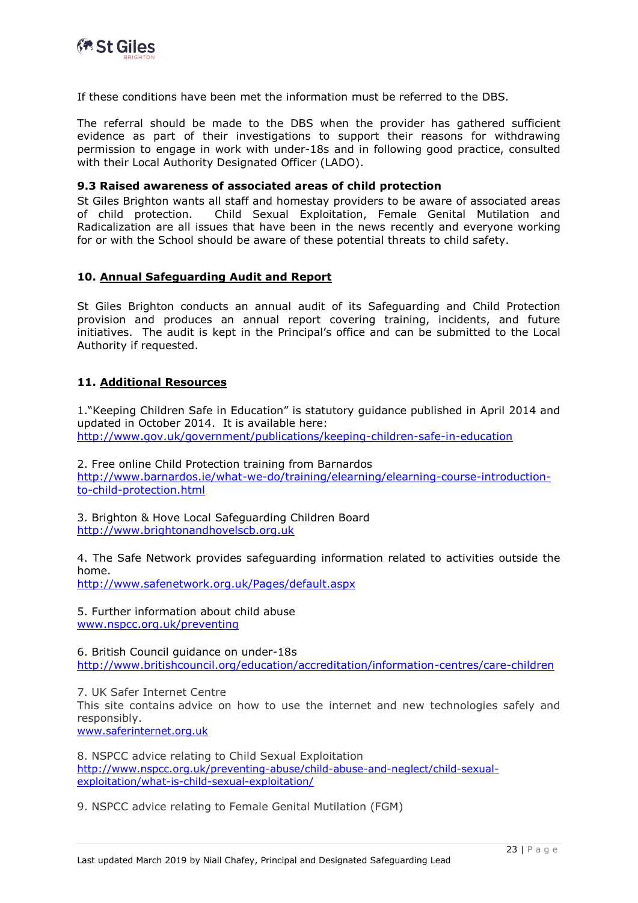If these conditions have been met the information must be referred to the DBS.

The referral should be made to the DBS when the provider has gathered sufficient evidence as part of their investigations to support their reasons for withdrawing permission to engage in work with under-18s and in following good practice, consulted with their Local Authority Designated Officer (LADO).

### 9.3 Raised awareness of associated areas of child protection

St Giles Brighton wants all staff and homestay providers to be aware of associated areas of child protection. Child Sexual Exploitation, Female Genital Mutilation and Radicalization are all issues that have been in the news recently and everyone working for or with the School should be aware of these potential threats to child safety.

## 10. Annual Safeguarding Audit and Report

St Giles Brighton conducts an annual audit of its Safeguarding and Child Protection provision and produces an annual report covering training, incidents, and future initiatives. The audit is kept in the Principal's office and can be submitted to the Local Authority if requested.

## 11. Additional Resources

1."Keeping Children Safe in Education" is statutory guidance published in April 2014 and updated in October 2014. It is available here:
http://www.gov.uk/government/publications/keeping-children-safe-in-education

2. Free online Child Protection training from Barnardos
http://www.barnardos.ie/what-we-do/training/elearning/elearning-course-introduction-to-child-protection.html

3. Brighton & Hove Local Safeguarding Children Board
http://www.brightonandhovelscb.org.uk

4. The Safe Network provides safeguarding information related to activities outside the home.
http://www.safenetwork.org.uk/Pages/default.aspx

5. Further information about child abuse
www.nspcc.org.uk/preventing

6. British Council guidance on under-18s
http://www.britishcouncil.org/education/accreditation/information-centres/care-children

7. UK Safer Internet Centre
This site contains advice on how to use the internet and new technologies safely and responsibly.
www.saferinternet.org.uk

8. NSPCC advice relating to Child Sexual Exploitation
http://www.nspcc.org.uk/preventing-abuse/child-abuse-and-neglect/child-sexual-exploitation/what-is-child-sexual-exploitation/

9. NSPCC advice relating to Female Genital Mutilation (FGM)

Last updated March 2019 by Niall Chafey, Principal and Designated Safeguarding Lead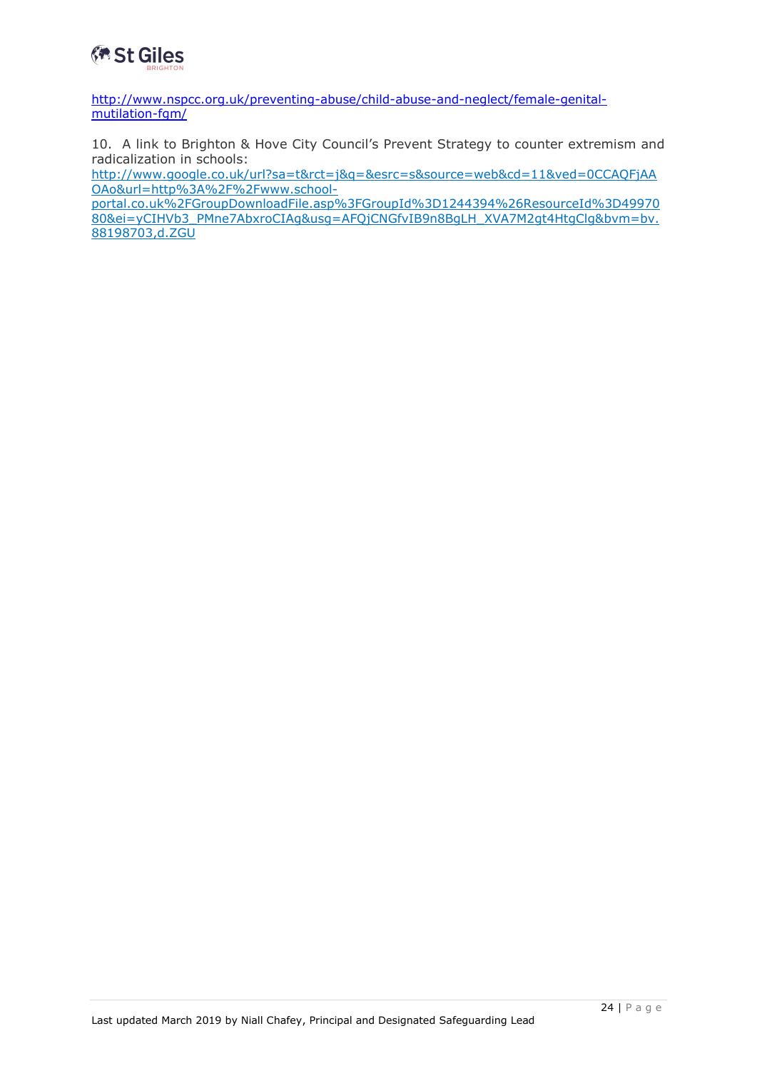http://www.nspcc.org.uk/preventing-abuse/child-abuse-and-neglect/female-genital-mutilation-fgm/

10. A link to Brighton & Hove City Council's Prevent Strategy to counter extremism and radicalization in schools:
http://www.google.co.uk/url?sa=t&rct=j&q=&esrc=s&source=web&cd=11&ved=0CCAQFjAAOAo&url=http%3A%2F%2Fwww.school-portal.co.uk%2FGroupDownloadFile.asp%3FGroupId%3D1244394%26ResourceId%3D4997080&ei=yCIHVb3_PMne7AbxroCIAg&usg=AFQjCNGfvIB9n8BgLH_XVA7M2gt4HtgClg&bvm=bv.88198703,d.ZGU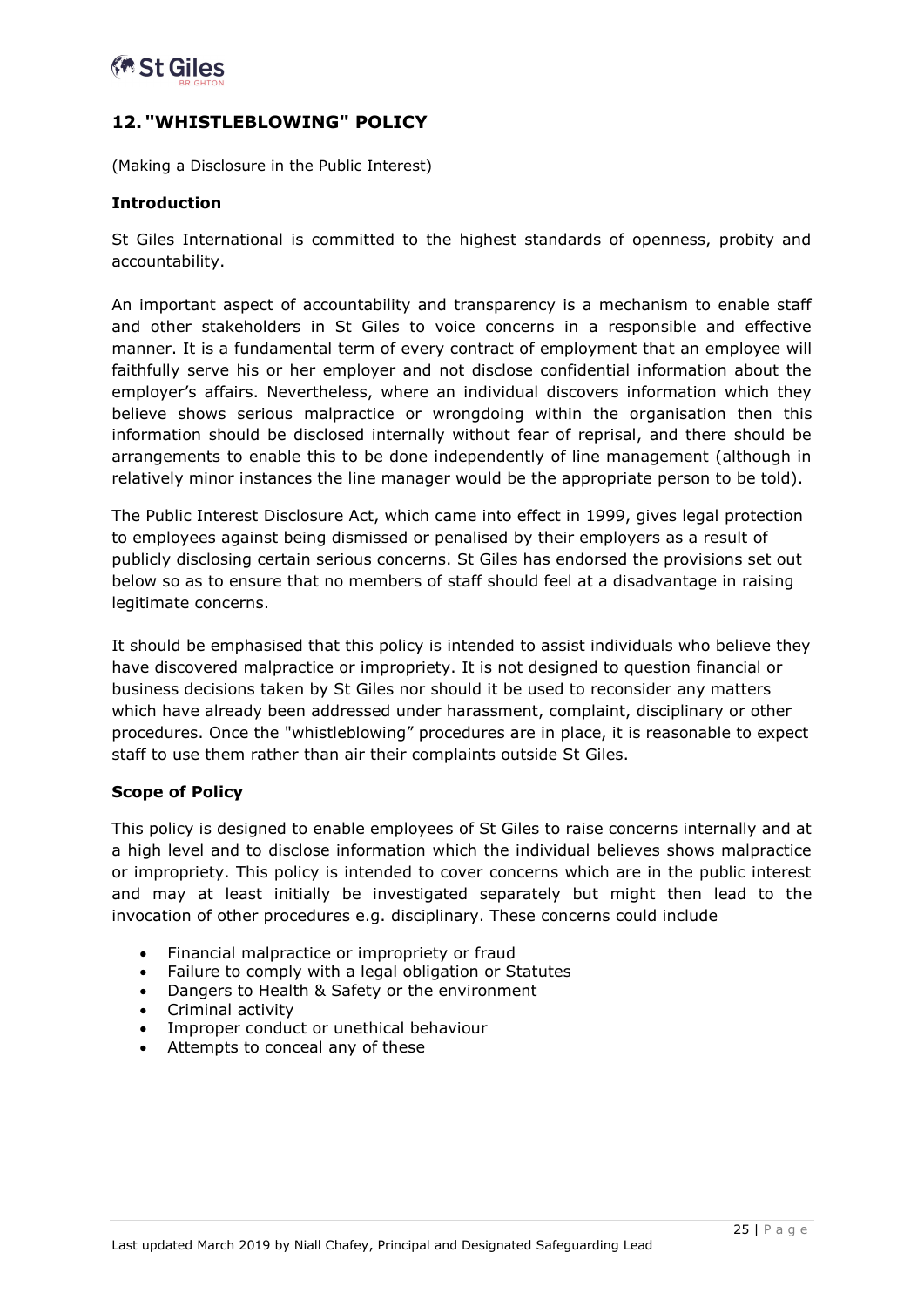## 12. "WHISTLEBLOWING" POLICY

(Making a Disclosure in the Public Interest)

### Introduction

St Giles International is committed to the highest standards of openness, probity and accountability.

An important aspect of accountability and transparency is a mechanism to enable staff and other stakeholders in St Giles to voice concerns in a responsible and effective manner. It is a fundamental term of every contract of employment that an employee will faithfully serve his or her employer and not disclose confidential information about the employer's affairs. Nevertheless, where an individual discovers information which they believe shows serious malpractice or wrongdoing within the organisation then this information should be disclosed internally without fear of reprisal, and there should be arrangements to enable this to be done independently of line management (although in relatively minor instances the line manager would be the appropriate person to be told).

The Public Interest Disclosure Act, which came into effect in 1999, gives legal protection to employees against being dismissed or penalised by their employers as a result of publicly disclosing certain serious concerns. St Giles has endorsed the provisions set out below so as to ensure that no members of staff should feel at a disadvantage in raising legitimate concerns.

It should be emphasised that this policy is intended to assist individuals who believe they have discovered malpractice or impropriety. It is not designed to question financial or business decisions taken by St Giles nor should it be used to reconsider any matters which have already been addressed under harassment, complaint, disciplinary or other procedures. Once the "whistleblowing" procedures are in place, it is reasonable to expect staff to use them rather than air their complaints outside St Giles.

### Scope of Policy

This policy is designed to enable employees of St Giles to raise concerns internally and at a high level and to disclose information which the individual believes shows malpractice or impropriety. This policy is intended to cover concerns which are in the public interest and may at least initially be investigated separately but might then lead to the invocation of other procedures e.g. disciplinary. These concerns could include

- Financial malpractice or impropriety or fraud
- Failure to comply with a legal obligation or Statutes
- Dangers to Health & Safety or the environment
- Criminal activity
- Improper conduct or unethical behaviour
- Attempts to conceal any of these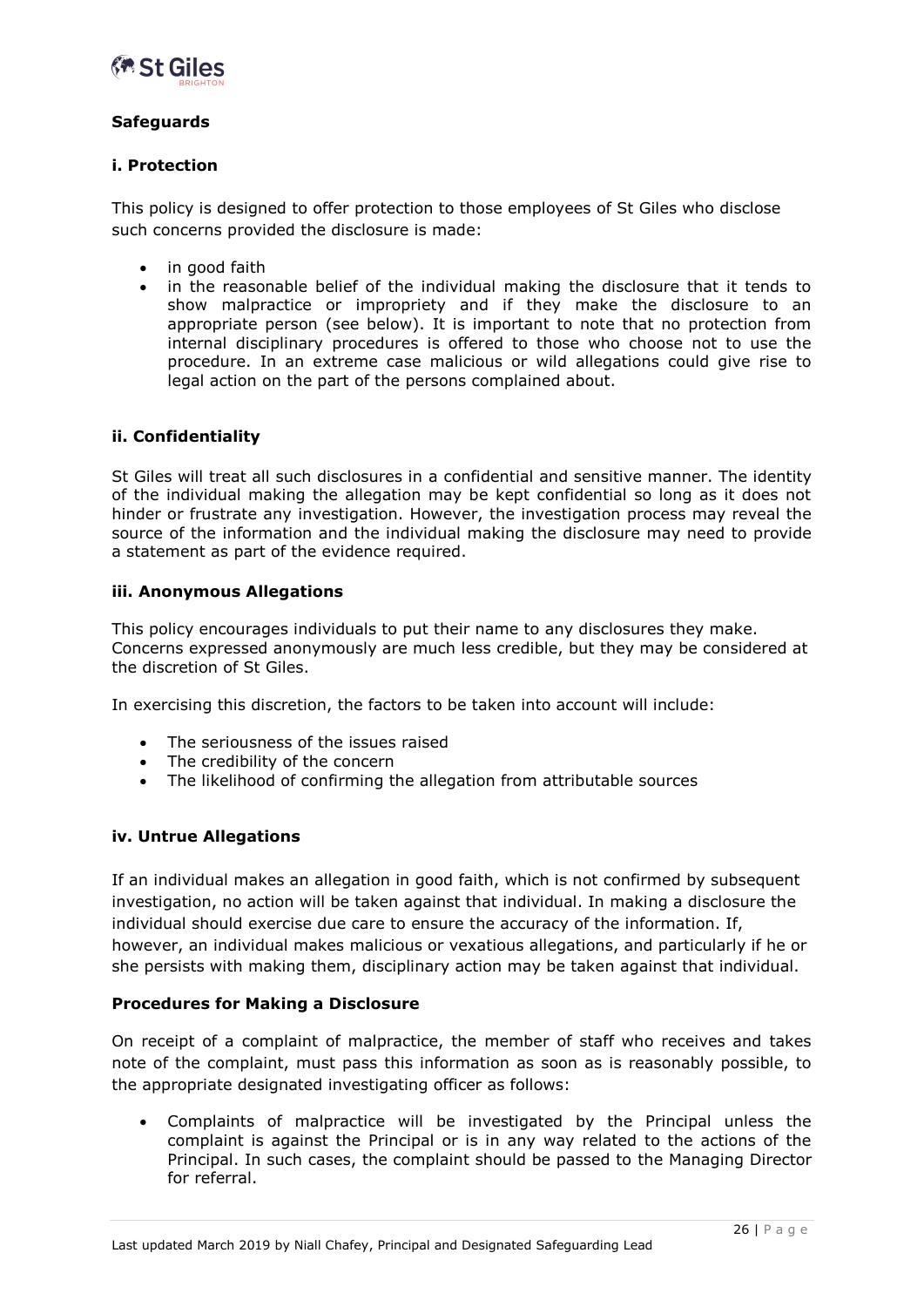## Safeguards

### i. Protection

This policy is designed to offer protection to those employees of St Giles who disclose such concerns provided the disclosure is made:

- in good faith
- in the reasonable belief of the individual making the disclosure that it tends to show malpractice or impropriety and if they make the disclosure to an appropriate person (see below). It is important to note that no protection from internal disciplinary procedures is offered to those who choose not to use the procedure. In an extreme case malicious or wild allegations could give rise to legal action on the part of the persons complained about.

### ii. Confidentiality

St Giles will treat all such disclosures in a confidential and sensitive manner. The identity of the individual making the allegation may be kept confidential so long as it does not hinder or frustrate any investigation. However, the investigation process may reveal the source of the information and the individual making the disclosure may need to provide a statement as part of the evidence required.

### iii. Anonymous Allegations

This policy encourages individuals to put their name to any disclosures they make. Concerns expressed anonymously are much less credible, but they may be considered at the discretion of St Giles.

In exercising this discretion, the factors to be taken into account will include:

- The seriousness of the issues raised
- The credibility of the concern
- The likelihood of confirming the allegation from attributable sources

### iv. Untrue Allegations

If an individual makes an allegation in good faith, which is not confirmed by subsequent investigation, no action will be taken against that individual. In making a disclosure the individual should exercise due care to ensure the accuracy of the information. If, however, an individual makes malicious or vexatious allegations, and particularly if he or she persists with making them, disciplinary action may be taken against that individual.

## Procedures for Making a Disclosure

On receipt of a complaint of malpractice, the member of staff who receives and takes note of the complaint, must pass this information as soon as is reasonably possible, to the appropriate designated investigating officer as follows:

- Complaints of malpractice will be investigated by the Principal unless the complaint is against the Principal or is in any way related to the actions of the Principal. In such cases, the complaint should be passed to the Managing Director for referral.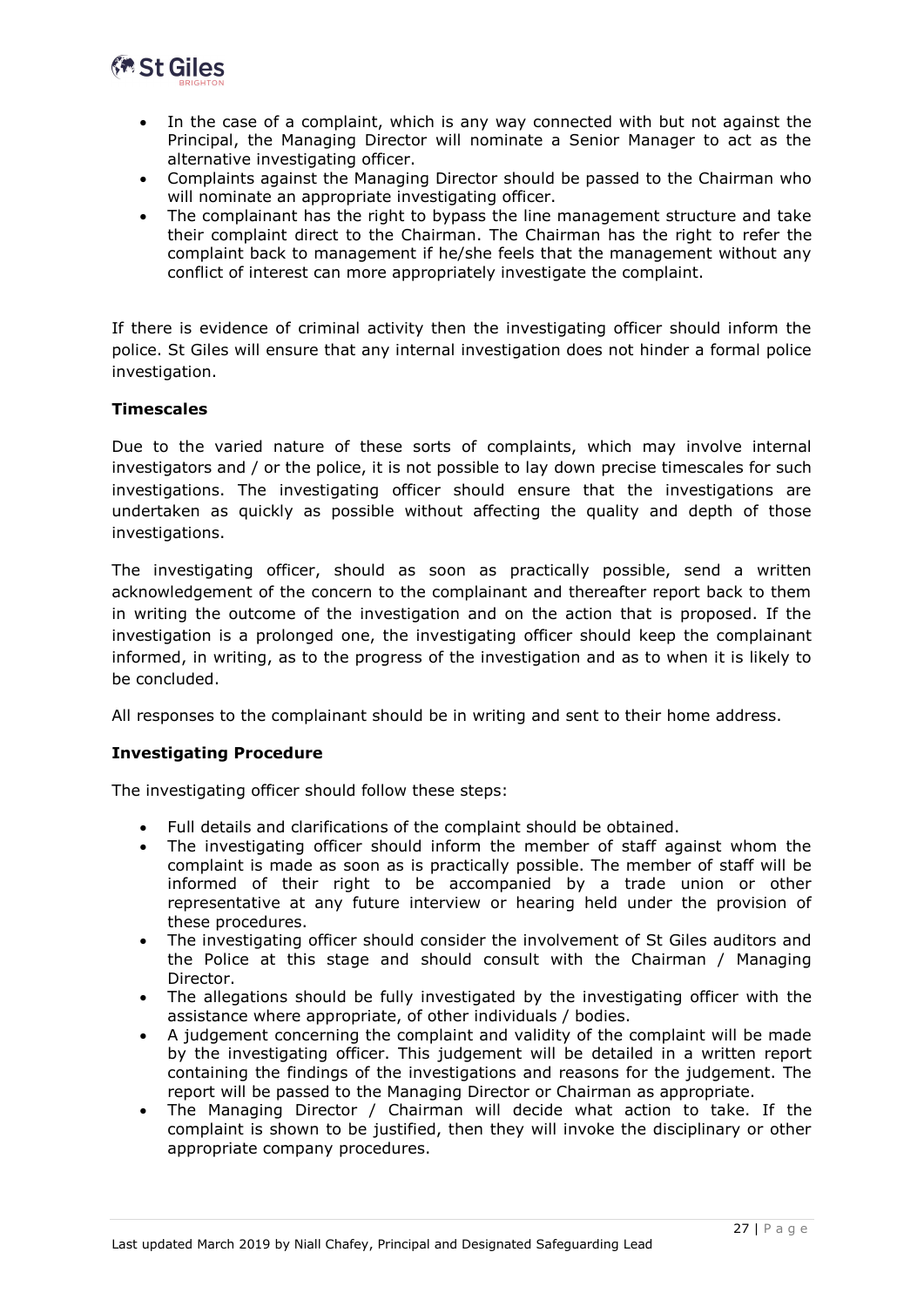- In the case of a complaint, which is any way connected with but not against the Principal, the Managing Director will nominate a Senior Manager to act as the alternative investigating officer.
- Complaints against the Managing Director should be passed to the Chairman who will nominate an appropriate investigating officer.
- The complainant has the right to bypass the line management structure and take their complaint direct to the Chairman. The Chairman has the right to refer the complaint back to management if he/she feels that the management without any conflict of interest can more appropriately investigate the complaint.

If there is evidence of criminal activity then the investigating officer should inform the police. St Giles will ensure that any internal investigation does not hinder a formal police investigation.

**Timescales**

Due to the varied nature of these sorts of complaints, which may involve internal investigators and / or the police, it is not possible to lay down precise timescales for such investigations. The investigating officer should ensure that the investigations are undertaken as quickly as possible without affecting the quality and depth of those investigations.

The investigating officer, should as soon as practically possible, send a written acknowledgement of the concern to the complainant and thereafter report back to them in writing the outcome of the investigation and on the action that is proposed. If the investigation is a prolonged one, the investigating officer should keep the complainant informed, in writing, as to the progress of the investigation and as to when it is likely to be concluded.

All responses to the complainant should be in writing and sent to their home address.

**Investigating Procedure**

The investigating officer should follow these steps:

- Full details and clarifications of the complaint should be obtained.
- The investigating officer should inform the member of staff against whom the complaint is made as soon as is practically possible. The member of staff will be informed of their right to be accompanied by a trade union or other representative at any future interview or hearing held under the provision of these procedures.
- The investigating officer should consider the involvement of St Giles auditors and the Police at this stage and should consult with the Chairman / Managing Director.
- The allegations should be fully investigated by the investigating officer with the assistance where appropriate, of other individuals / bodies.
- A judgement concerning the complaint and validity of the complaint will be made by the investigating officer. This judgement will be detailed in a written report containing the findings of the investigations and reasons for the judgement. The report will be passed to the Managing Director or Chairman as appropriate.
- The Managing Director / Chairman will decide what action to take. If the complaint is shown to be justified, then they will invoke the disciplinary or other appropriate company procedures.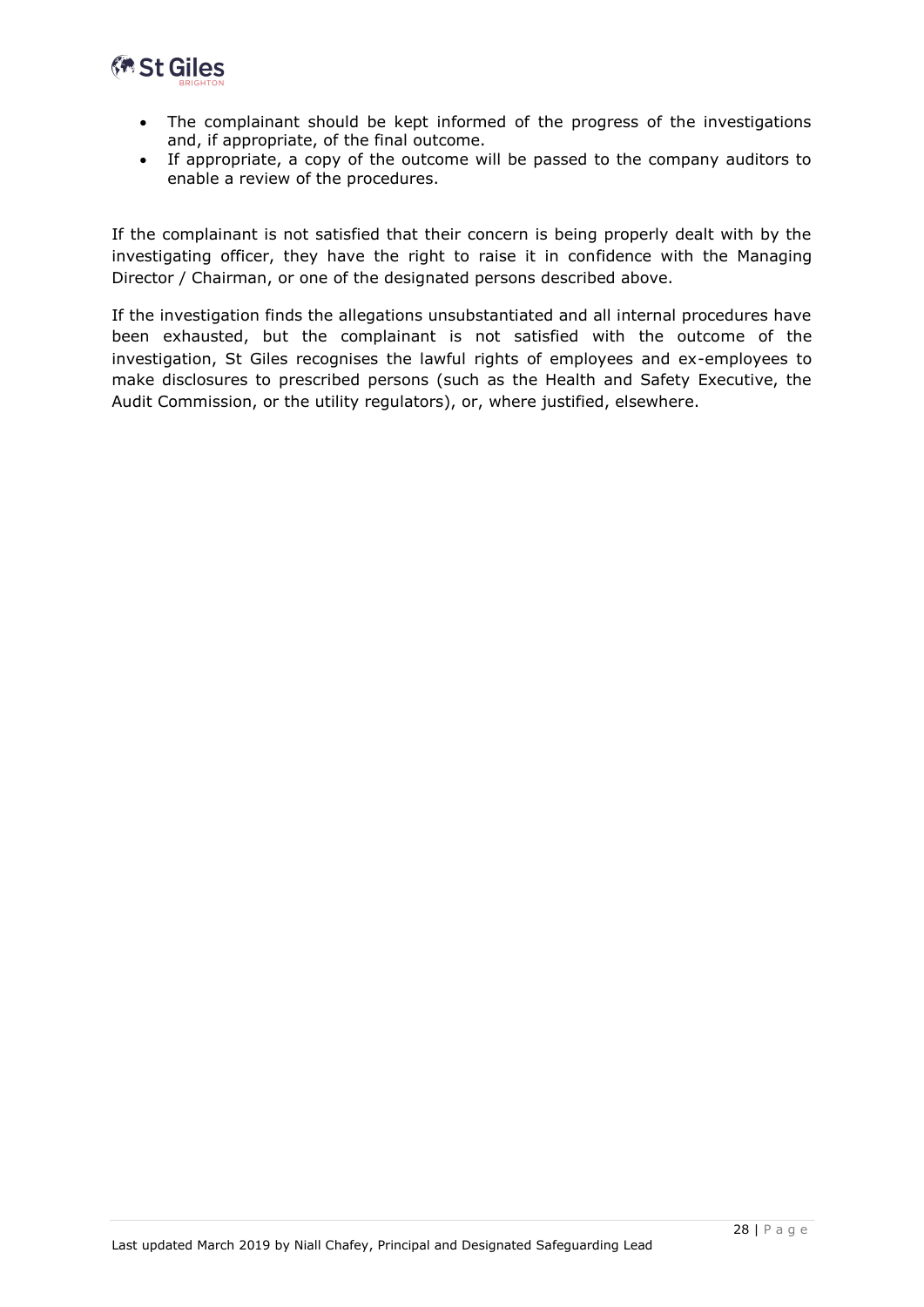- The complainant should be kept informed of the progress of the investigations and, if appropriate, of the final outcome.
- If appropriate, a copy of the outcome will be passed to the company auditors to enable a review of the procedures.

If the complainant is not satisfied that their concern is being properly dealt with by the investigating officer, they have the right to raise it in confidence with the Managing Director / Chairman, or one of the designated persons described above.

If the investigation finds the allegations unsubstantiated and all internal procedures have been exhausted, but the complainant is not satisfied with the outcome of the investigation, St Giles recognises the lawful rights of employees and ex-employees to make disclosures to prescribed persons (such as the Health and Safety Executive, the Audit Commission, or the utility regulators), or, where justified, elsewhere.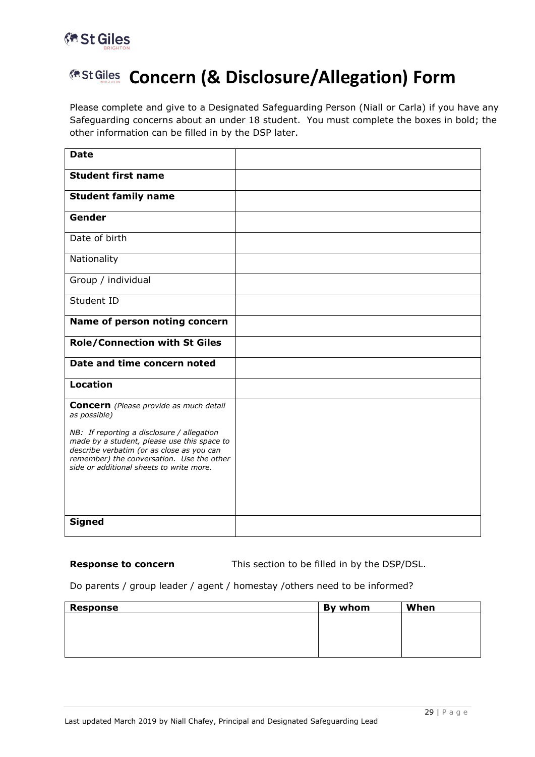# St Giles Concern (& Disclosure/Allegation) Form

Please complete and give to a Designated Safeguarding Person (Niall or Carla) if you have any Safeguarding concerns about an under 18 student. You must complete the boxes in bold; the other information can be filled in by the DSP later.

| | |
|---|---|
| **Date** | |
| **Student first name** | |
| **Student family name** | |
| **Gender** | |
| Date of birth | |
| Nationality | |
| Group / individual | |
| Student ID | |
| **Name of person noting concern** | |
| **Role/Connection with St Giles** | |
| **Date and time concern noted** | |
| **Location** | |
| **Concern** *(Please provide as much detail as possible)*<br><br>*NB: If reporting a disclosure / allegation made by a student, please use this space to describe verbatim (or as close as you can remember) the conversation. Use the other side or additional sheets to write more.* | |
| **Signed** | |

**Response to concern** This section to be filled in by the DSP/DSL.

Do parents / group leader / agent / homestay /others need to be informed?

| Response | By whom | When |
|---|---|---|
| | | |

Last updated March 2019 by Niall Chafey, Principal and Designated Safeguarding Lead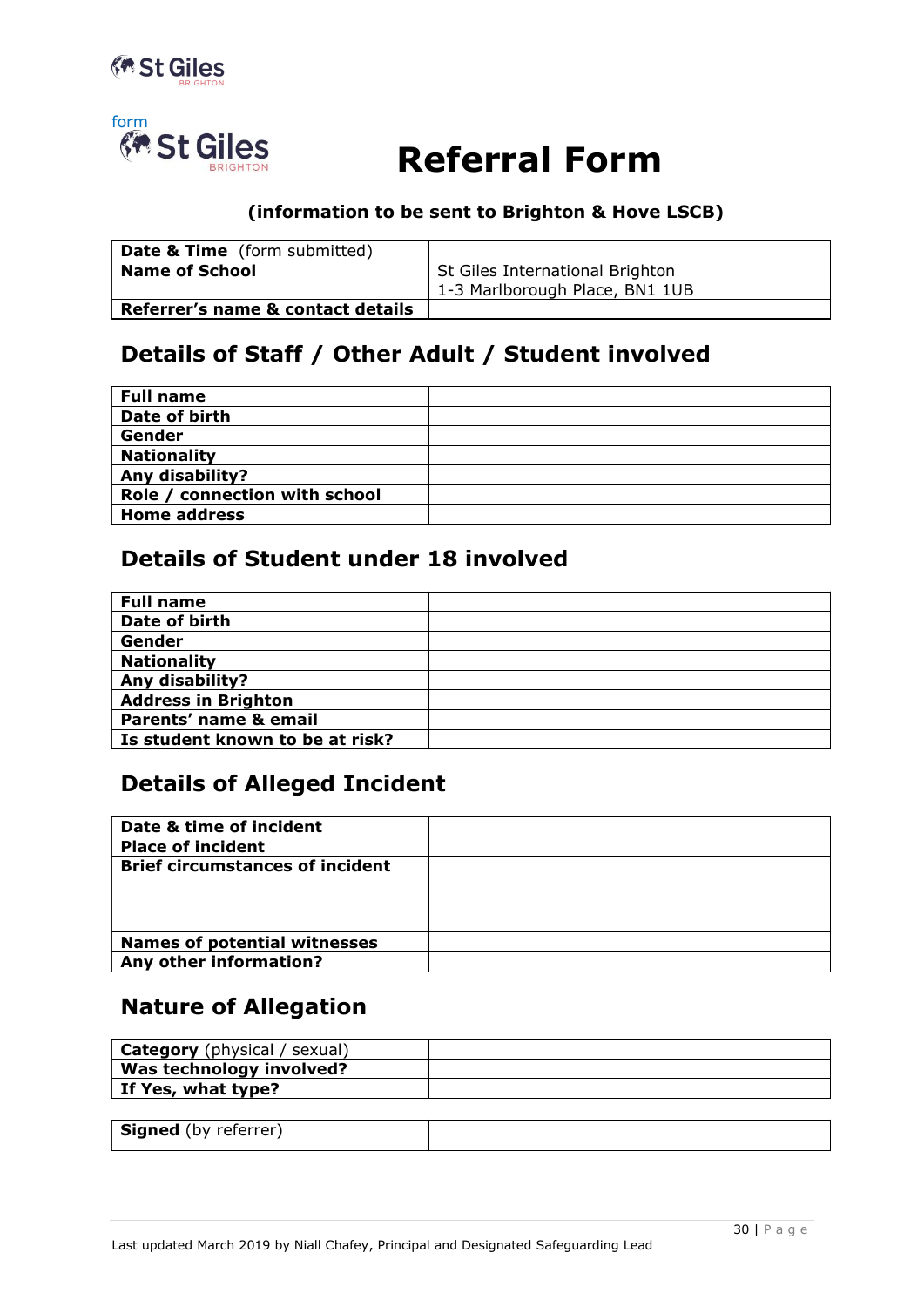form

# Referral Form

**(information to be sent to Brighton & Hove LSCB)**

| | |
|---|---|
| **Date & Time** (form submitted) | |
| **Name of School** | St Giles International Brighton<br>1-3 Marlborough Place, BN1 1UB |
| **Referrer's name & contact details** | |

## Details of Staff / Other Adult / Student involved

| | |
|---|---|
| **Full name** | |
| **Date of birth** | |
| **Gender** | |
| **Nationality** | |
| **Any disability?** | |
| **Role / connection with school** | |
| **Home address** | |

## Details of Student under 18 involved

| | |
|---|---|
| **Full name** | |
| **Date of birth** | |
| **Gender** | |
| **Nationality** | |
| **Any disability?** | |
| **Address in Brighton** | |
| **Parents' name & email** | |
| **Is student known to be at risk?** | |

## Details of Alleged Incident

| | |
|---|---|
| **Date & time of incident** | |
| **Place of incident** | |
| **Brief circumstances of incident** | |
| **Names of potential witnesses** | |
| **Any other information?** | |

## Nature of Allegation

| | |
|---|---|
| **Category** (physical / sexual) | |
| **Was technology involved?** | |
| **If Yes, what type?** | |

| | |
|---|---|
| **Signed** (by referrer) | |

Last updated March 2019 by Niall Chafey, Principal and Designated Safeguarding Lead